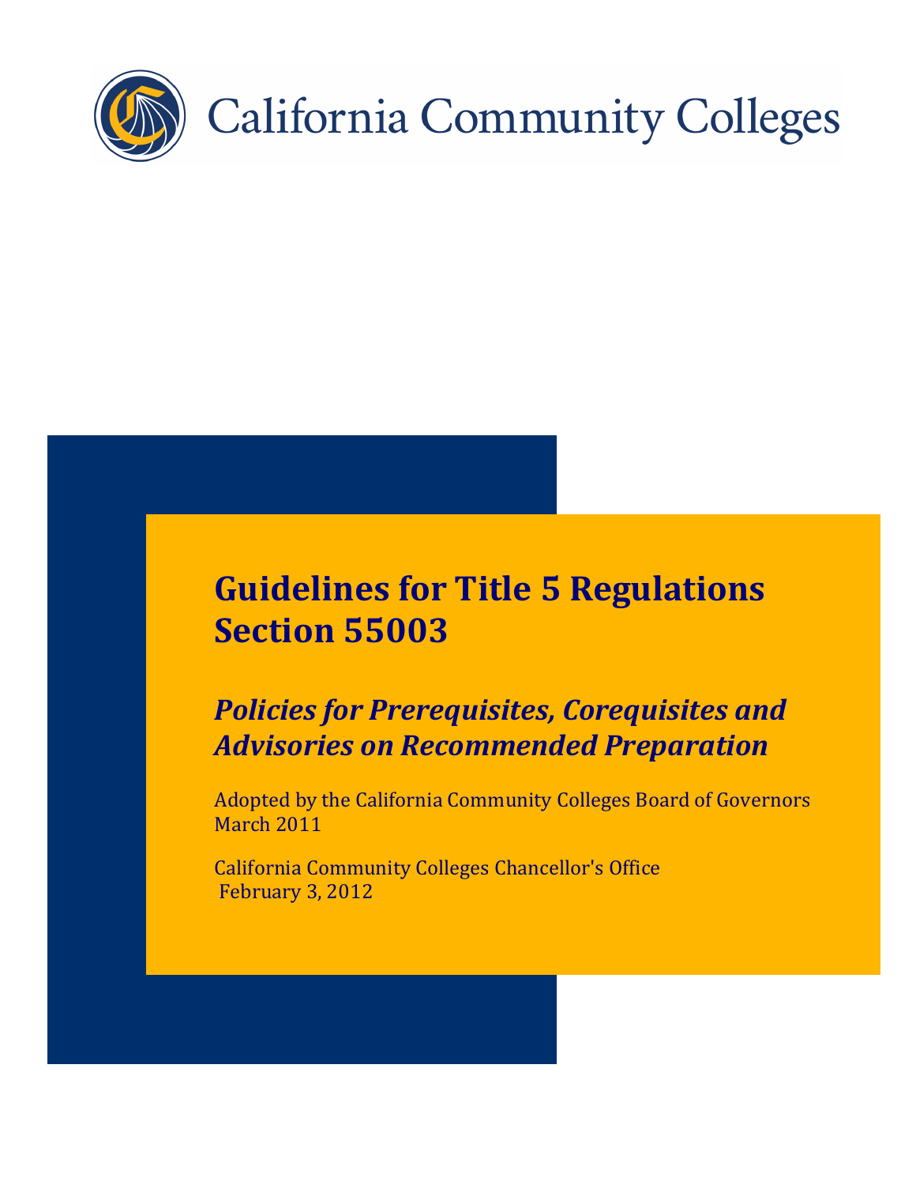California Community Colleges

# Guidelines for Title 5 Regulations Section 55003

## *Policies for Prerequisites, Corequisites and Advisories on Recommended Preparation*

Adopted by the California Community Colleges Board of Governors
March 2011

California Community Colleges Chancellor's Office
February 3, 2012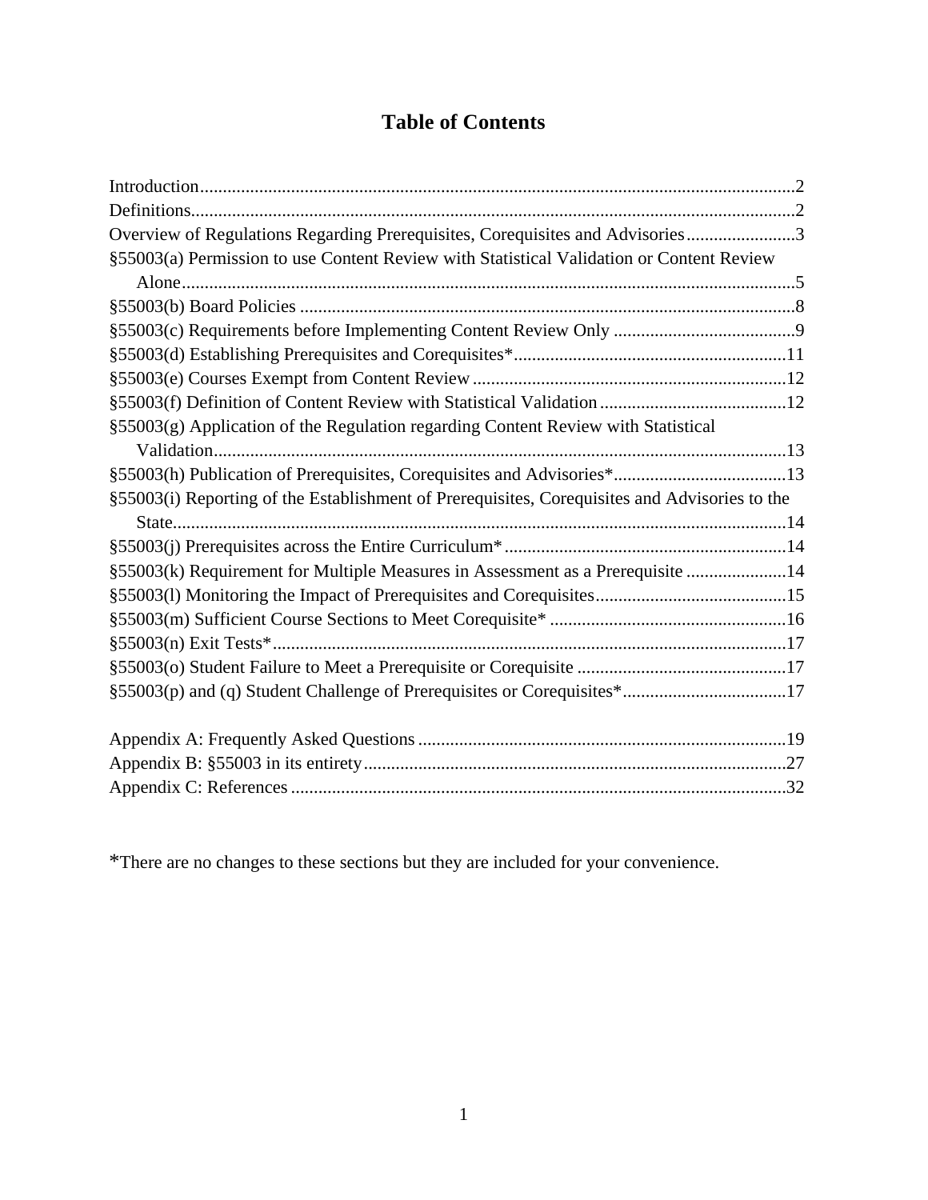# Table of Contents

Introduction....................................................................................................................2
Definitions......................................................................................................................2
Overview of Regulations Regarding Prerequisites, Corequisites and Advisories........................3
§55003(a) Permission to use Content Review with Statistical Validation or Content Review Alone......................................................................................................................5
§55003(b) Board Policies ............................................................................................8
§55003(c) Requirements before Implementing Content Review Only ........................................9
§55003(d) Establishing Prerequisites and Corequisites*...........................................................11
§55003(e) Courses Exempt from Content Review ....................................................................12
§55003(f) Definition of Content Review with Statistical Validation .........................................12
§55003(g) Application of the Regulation regarding Content Review with Statistical Validation.............................................................................................................13
§55003(h) Publication of Prerequisites, Corequisites and Advisories*.......................................13
§55003(i) Reporting of the Establishment of Prerequisites, Corequisites and Advisories to the State......................................................................................................................14
§55003(j) Prerequisites across the Entire Curriculum*.............................................................14
§55003(k) Requirement for Multiple Measures in Assessment as a Prerequisite ......................14
§55003(l) Monitoring the Impact of Prerequisites and Corequisites..........................................15
§55003(m) Sufficient Course Sections to Meet Corequisite* ....................................................16
§55003(n) Exit Tests*................................................................................................17
§55003(o) Student Failure to Meet a Prerequisite or Corequisite ..............................................17
§55003(p) and (q) Student Challenge of Prerequisites or Corequisites*....................................17

Appendix A: Frequently Asked Questions ................................................................................19
Appendix B: §55003 in its entirety............................................................................................27
Appendix C: References ............................................................................................................32

*There are no changes to these sections but they are included for your convenience.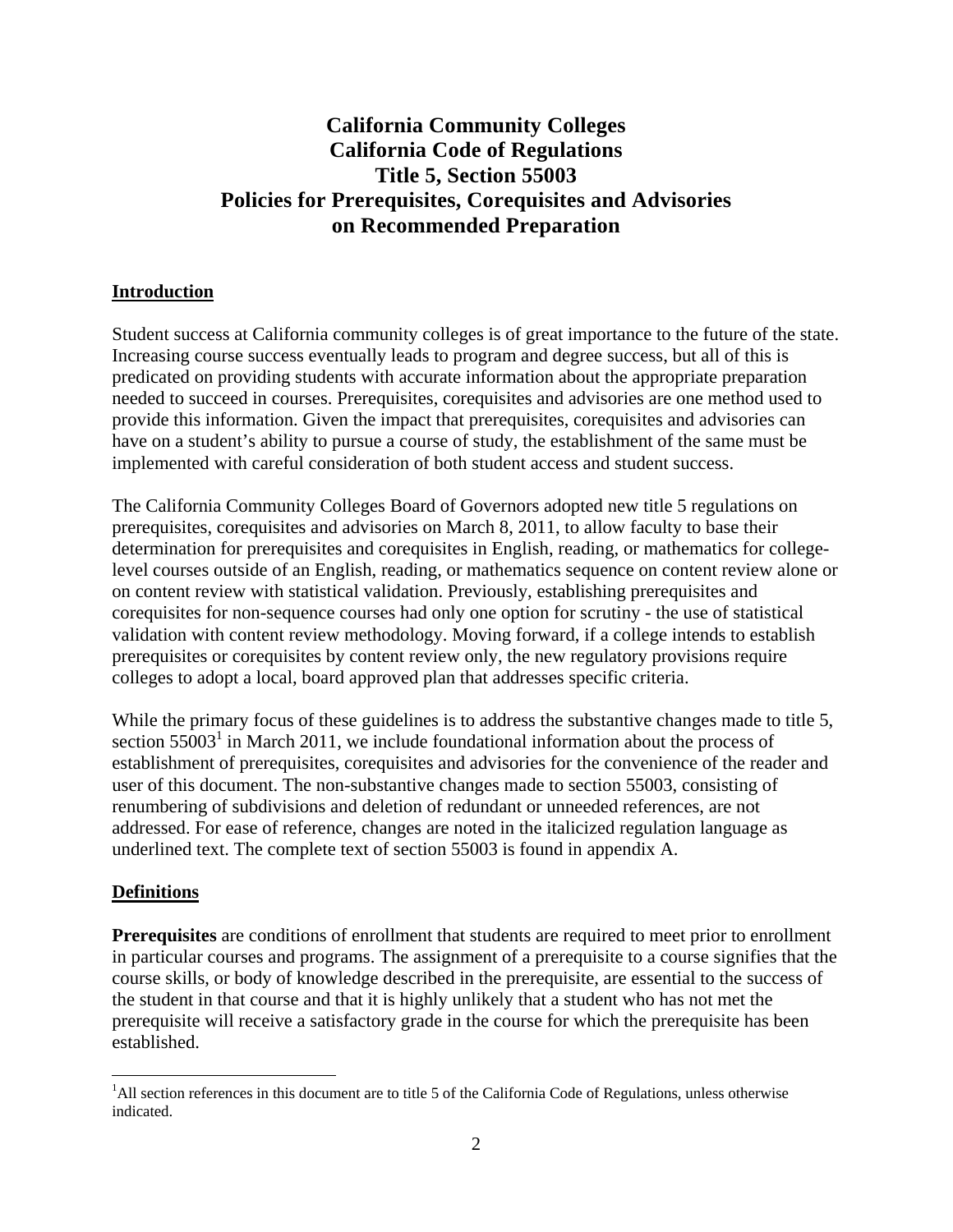# California Community Colleges
# California Code of Regulations
# Title 5, Section 55003
# Policies for Prerequisites, Corequisites and Advisories on Recommended Preparation

## Introduction

Student success at California community colleges is of great importance to the future of the state. Increasing course success eventually leads to program and degree success, but all of this is predicated on providing students with accurate information about the appropriate preparation needed to succeed in courses. Prerequisites, corequisites and advisories are one method used to provide this information. Given the impact that prerequisites, corequisites and advisories can have on a student's ability to pursue a course of study, the establishment of the same must be implemented with careful consideration of both student access and student success.

The California Community Colleges Board of Governors adopted new title 5 regulations on prerequisites, corequisites and advisories on March 8, 2011, to allow faculty to base their determination for prerequisites and corequisites in English, reading, or mathematics for college-level courses outside of an English, reading, or mathematics sequence on content review alone or on content review with statistical validation. Previously, establishing prerequisites and corequisites for non-sequence courses had only one option for scrutiny - the use of statistical validation with content review methodology. Moving forward, if a college intends to establish prerequisites or corequisites by content review only, the new regulatory provisions require colleges to adopt a local, board approved plan that addresses specific criteria.

While the primary focus of these guidelines is to address the substantive changes made to title 5, section 55003[1] in March 2011, we include foundational information about the process of establishment of prerequisites, corequisites and advisories for the convenience of the reader and user of this document. The non-substantive changes made to section 55003, consisting of renumbering of subdivisions and deletion of redundant or unneeded references, are not addressed. For ease of reference, changes are noted in the italicized regulation language as underlined text. The complete text of section 55003 is found in appendix A.

## Definitions

**Prerequisites** are conditions of enrollment that students are required to meet prior to enrollment in particular courses and programs. The assignment of a prerequisite to a course signifies that the course skills, or body of knowledge described in the prerequisite, are essential to the success of the student in that course and that it is highly unlikely that a student who has not met the prerequisite will receive a satisfactory grade in the course for which the prerequisite has been established.

[1] All section references in this document are to title 5 of the California Code of Regulations, unless otherwise indicated.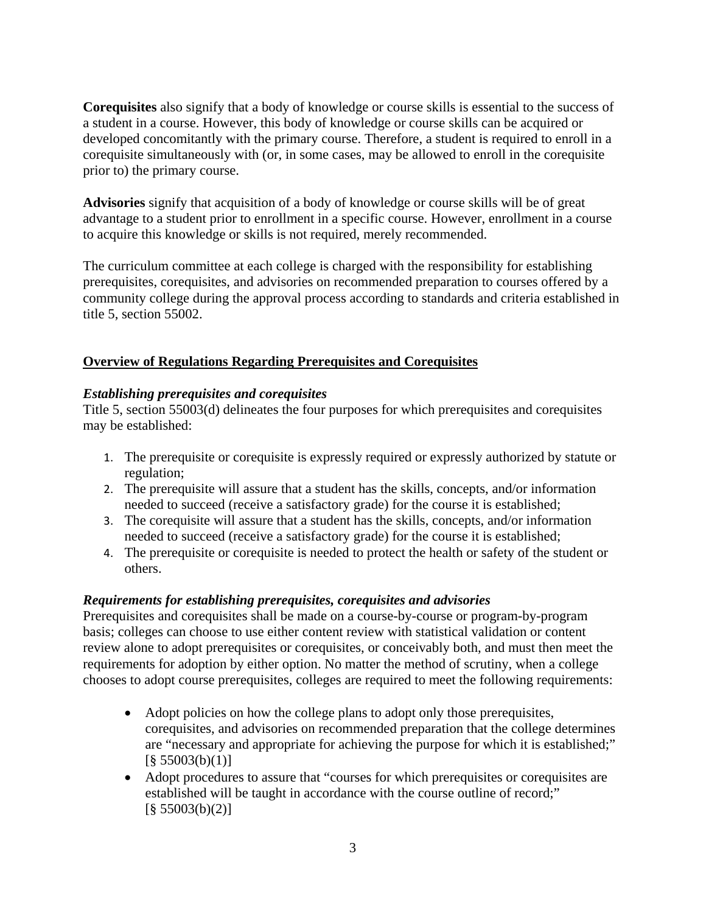**Corequisites** also signify that a body of knowledge or course skills is essential to the success of a student in a course. However, this body of knowledge or course skills can be acquired or developed concomitantly with the primary course. Therefore, a student is required to enroll in a corequisite simultaneously with (or, in some cases, may be allowed to enroll in the corequisite prior to) the primary course.

**Advisories** signify that acquisition of a body of knowledge or course skills will be of great advantage to a student prior to enrollment in a specific course. However, enrollment in a course to acquire this knowledge or skills is not required, merely recommended.

The curriculum committee at each college is charged with the responsibility for establishing prerequisites, corequisites, and advisories on recommended preparation to courses offered by a community college during the approval process according to standards and criteria established in title 5, section 55002.

## Overview of Regulations Regarding Prerequisites and Corequisites

### *Establishing prerequisites and corequisites*

Title 5, section 55003(d) delineates the four purposes for which prerequisites and corequisites may be established:

1. The prerequisite or corequisite is expressly required or expressly authorized by statute or regulation;
2. The prerequisite will assure that a student has the skills, concepts, and/or information needed to succeed (receive a satisfactory grade) for the course it is established;
3. The corequisite will assure that a student has the skills, concepts, and/or information needed to succeed (receive a satisfactory grade) for the course it is established;
4. The prerequisite or corequisite is needed to protect the health or safety of the student or others.

### *Requirements for establishing prerequisites, corequisites and advisories*

Prerequisites and corequisites shall be made on a course-by-course or program-by-program basis; colleges can choose to use either content review with statistical validation or content review alone to adopt prerequisites or corequisites, or conceivably both, and must then meet the requirements for adoption by either option. No matter the method of scrutiny, when a college chooses to adopt course prerequisites, colleges are required to meet the following requirements:

- Adopt policies on how the college plans to adopt only those prerequisites, corequisites, and advisories on recommended preparation that the college determines are "necessary and appropriate for achieving the purpose for which it is established;" [§ 55003(b)(1)]
- Adopt procedures to assure that "courses for which prerequisites or corequisites are established will be taught in accordance with the course outline of record;" [§ 55003(b)(2)]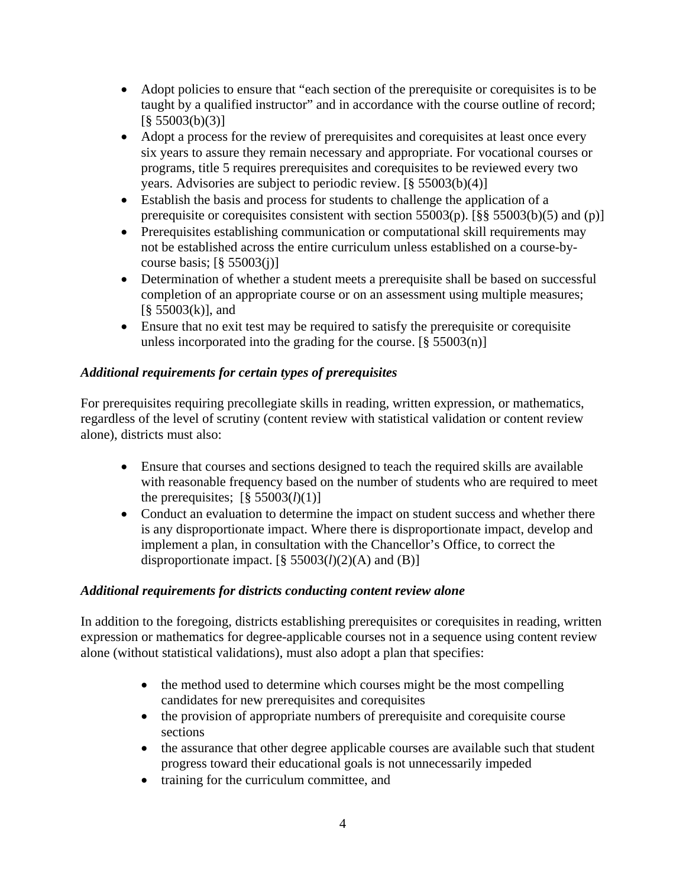- Adopt policies to ensure that "each section of the prerequisite or corequisites is to be taught by a qualified instructor" and in accordance with the course outline of record; [§ 55003(b)(3)]
- Adopt a process for the review of prerequisites and corequisites at least once every six years to assure they remain necessary and appropriate. For vocational courses or programs, title 5 requires prerequisites and corequisites to be reviewed every two years. Advisories are subject to periodic review. [§ 55003(b)(4)]
- Establish the basis and process for students to challenge the application of a prerequisite or corequisites consistent with section 55003(p). [§§ 55003(b)(5) and (p)]
- Prerequisites establishing communication or computational skill requirements may not be established across the entire curriculum unless established on a course-by-course basis; [§ 55003(j)]
- Determination of whether a student meets a prerequisite shall be based on successful completion of an appropriate course or on an assessment using multiple measures; [§ 55003(k)], and
- Ensure that no exit test may be required to satisfy the prerequisite or corequisite unless incorporated into the grading for the course. [§ 55003(n)]

### *Additional requirements for certain types of prerequisites*

For prerequisites requiring precollegiate skills in reading, written expression, or mathematics, regardless of the level of scrutiny (content review with statistical validation or content review alone), districts must also:

- Ensure that courses and sections designed to teach the required skills are available with reasonable frequency based on the number of students who are required to meet the prerequisites; [§ 55003(*l*)(1)]
- Conduct an evaluation to determine the impact on student success and whether there is any disproportionate impact. Where there is disproportionate impact, develop and implement a plan, in consultation with the Chancellor's Office, to correct the disproportionate impact. [§ 55003(*l*)(2)(A) and (B)]

### *Additional requirements for districts conducting content review alone*

In addition to the foregoing, districts establishing prerequisites or corequisites in reading, written expression or mathematics for degree-applicable courses not in a sequence using content review alone (without statistical validations), must also adopt a plan that specifies:

- the method used to determine which courses might be the most compelling candidates for new prerequisites and corequisites
- the provision of appropriate numbers of prerequisite and corequisite course sections
- the assurance that other degree applicable courses are available such that student progress toward their educational goals is not unnecessarily impeded
- training for the curriculum committee, and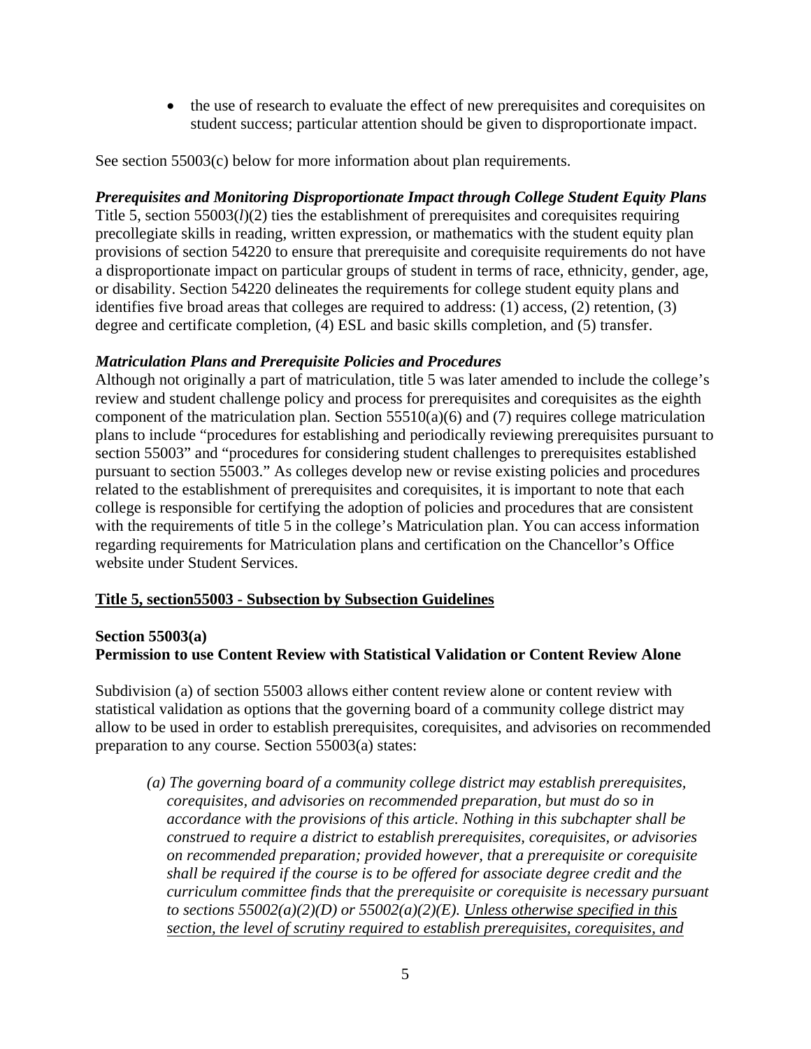- the use of research to evaluate the effect of new prerequisites and corequisites on student success; particular attention should be given to disproportionate impact.

See section 55003(c) below for more information about plan requirements.

***Prerequisites and Monitoring Disproportionate Impact through College Student Equity Plans***

Title 5, section 55003(*l*)(2) ties the establishment of prerequisites and corequisites requiring precollegiate skills in reading, written expression, or mathematics with the student equity plan provisions of section 54220 to ensure that prerequisite and corequisite requirements do not have a disproportionate impact on particular groups of student in terms of race, ethnicity, gender, age, or disability. Section 54220 delineates the requirements for college student equity plans and identifies five broad areas that colleges are required to address: (1) access, (2) retention, (3) degree and certificate completion, (4) ESL and basic skills completion, and (5) transfer.

***Matriculation Plans and Prerequisite Policies and Procedures***

Although not originally a part of matriculation, title 5 was later amended to include the college's review and student challenge policy and process for prerequisites and corequisites as the eighth component of the matriculation plan. Section 55510(a)(6) and (7) requires college matriculation plans to include "procedures for establishing and periodically reviewing prerequisites pursuant to section 55003" and "procedures for considering student challenges to prerequisites established pursuant to section 55003." As colleges develop new or revise existing policies and procedures related to the establishment of prerequisites and corequisites, it is important to note that each college is responsible for certifying the adoption of policies and procedures that are consistent with the requirements of title 5 in the college's Matriculation plan. You can access information regarding requirements for Matriculation plans and certification on the Chancellor's Office website under Student Services.

<u>**Title 5, section55003 - Subsection by Subsection Guidelines**</u>

**Section 55003(a)**
**Permission to use Content Review with Statistical Validation or Content Review Alone**

Subdivision (a) of section 55003 allows either content review alone or content review with statistical validation as options that the governing board of a community college district may allow to be used in order to establish prerequisites, corequisites, and advisories on recommended preparation to any course. Section 55003(a) states:

> *(a) The governing board of a community college district may establish prerequisites, corequisites, and advisories on recommended preparation, but must do so in accordance with the provisions of this article. Nothing in this subchapter shall be construed to require a district to establish prerequisites, corequisites, or advisories on recommended preparation; provided however, that a prerequisite or corequisite shall be required if the course is to be offered for associate degree credit and the curriculum committee finds that the prerequisite or corequisite is necessary pursuant to sections 55002(a)(2)(D) or 55002(a)(2)(E). <u>Unless otherwise specified in this section, the level of scrutiny required to establish prerequisites, corequisites, and</u>*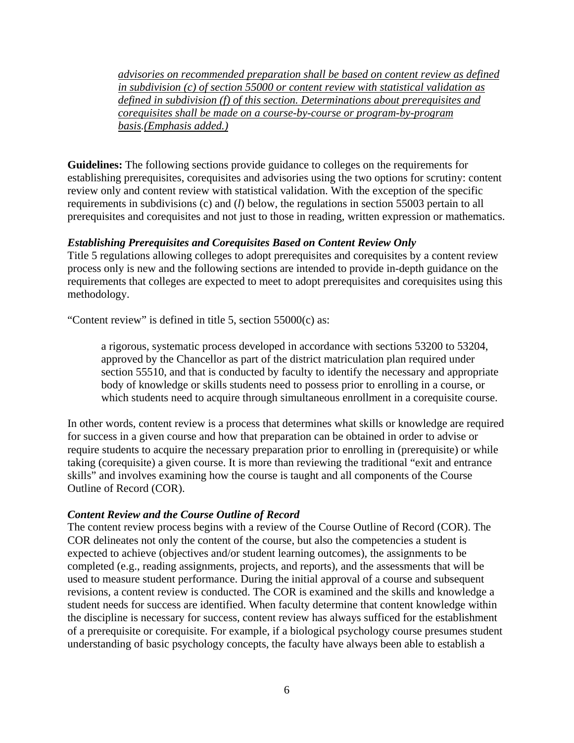> *advisories on recommended preparation shall be based on content review as defined in subdivision (c) of section 55000 or content review with statistical validation as defined in subdivision (f) of this section. Determinations about prerequisites and corequisites shall be made on a course-by-course or program-by-program basis.(Emphasis added.)*

**Guidelines:** The following sections provide guidance to colleges on the requirements for establishing prerequisites, corequisites and advisories using the two options for scrutiny: content review only and content review with statistical validation. With the exception of the specific requirements in subdivisions (c) and (*l*) below, the regulations in section 55003 pertain to all prerequisites and corequisites and not just to those in reading, written expression or mathematics.

***Establishing Prerequisites and Corequisites Based on Content Review Only***

Title 5 regulations allowing colleges to adopt prerequisites and corequisites by a content review process only is new and the following sections are intended to provide in-depth guidance on the requirements that colleges are expected to meet to adopt prerequisites and corequisites using this methodology.

"Content review" is defined in title 5, section 55000(c) as:

> a rigorous, systematic process developed in accordance with sections 53200 to 53204, approved by the Chancellor as part of the district matriculation plan required under section 55510, and that is conducted by faculty to identify the necessary and appropriate body of knowledge or skills students need to possess prior to enrolling in a course, or which students need to acquire through simultaneous enrollment in a corequisite course.

In other words, content review is a process that determines what skills or knowledge are required for success in a given course and how that preparation can be obtained in order to advise or require students to acquire the necessary preparation prior to enrolling in (prerequisite) or while taking (corequisite) a given course. It is more than reviewing the traditional "exit and entrance skills" and involves examining how the course is taught and all components of the Course Outline of Record (COR).

***Content Review and the Course Outline of Record***

The content review process begins with a review of the Course Outline of Record (COR). The COR delineates not only the content of the course, but also the competencies a student is expected to achieve (objectives and/or student learning outcomes), the assignments to be completed (e.g., reading assignments, projects, and reports), and the assessments that will be used to measure student performance. During the initial approval of a course and subsequent revisions, a content review is conducted. The COR is examined and the skills and knowledge a student needs for success are identified. When faculty determine that content knowledge within the discipline is necessary for success, content review has always sufficed for the establishment of a prerequisite or corequisite. For example, if a biological psychology course presumes student understanding of basic psychology concepts, the faculty have always been able to establish a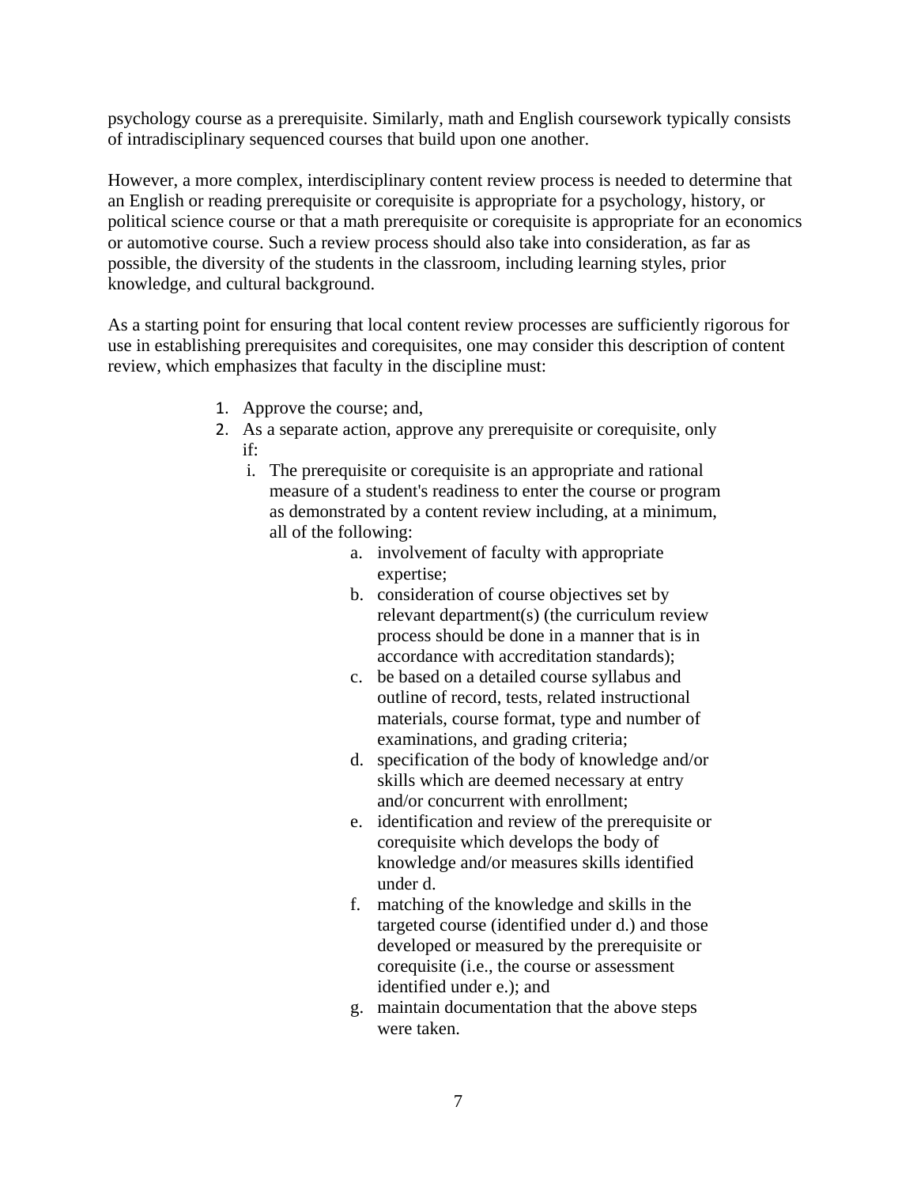psychology course as a prerequisite. Similarly, math and English coursework typically consists of intradisciplinary sequenced courses that build upon one another.

However, a more complex, interdisciplinary content review process is needed to determine that an English or reading prerequisite or corequisite is appropriate for a psychology, history, or political science course or that a math prerequisite or corequisite is appropriate for an economics or automotive course. Such a review process should also take into consideration, as far as possible, the diversity of the students in the classroom, including learning styles, prior knowledge, and cultural background.

As a starting point for ensuring that local content review processes are sufficiently rigorous for use in establishing prerequisites and corequisites, one may consider this description of content review, which emphasizes that faculty in the discipline must:

1. Approve the course; and,
2. As a separate action, approve any prerequisite or corequisite, only if:
   i. The prerequisite or corequisite is an appropriate and rational measure of a student's readiness to enter the course or program as demonstrated by a content review including, at a minimum, all of the following:
      a. involvement of faculty with appropriate expertise;
      b. consideration of course objectives set by relevant department(s) (the curriculum review process should be done in a manner that is in accordance with accreditation standards);
      c. be based on a detailed course syllabus and outline of record, tests, related instructional materials, course format, type and number of examinations, and grading criteria;
      d. specification of the body of knowledge and/or skills which are deemed necessary at entry and/or concurrent with enrollment;
      e. identification and review of the prerequisite or corequisite which develops the body of knowledge and/or measures skills identified under d.
      f. matching of the knowledge and skills in the targeted course (identified under d.) and those developed or measured by the prerequisite or corequisite (i.e., the course or assessment identified under e.); and
      g. maintain documentation that the above steps were taken.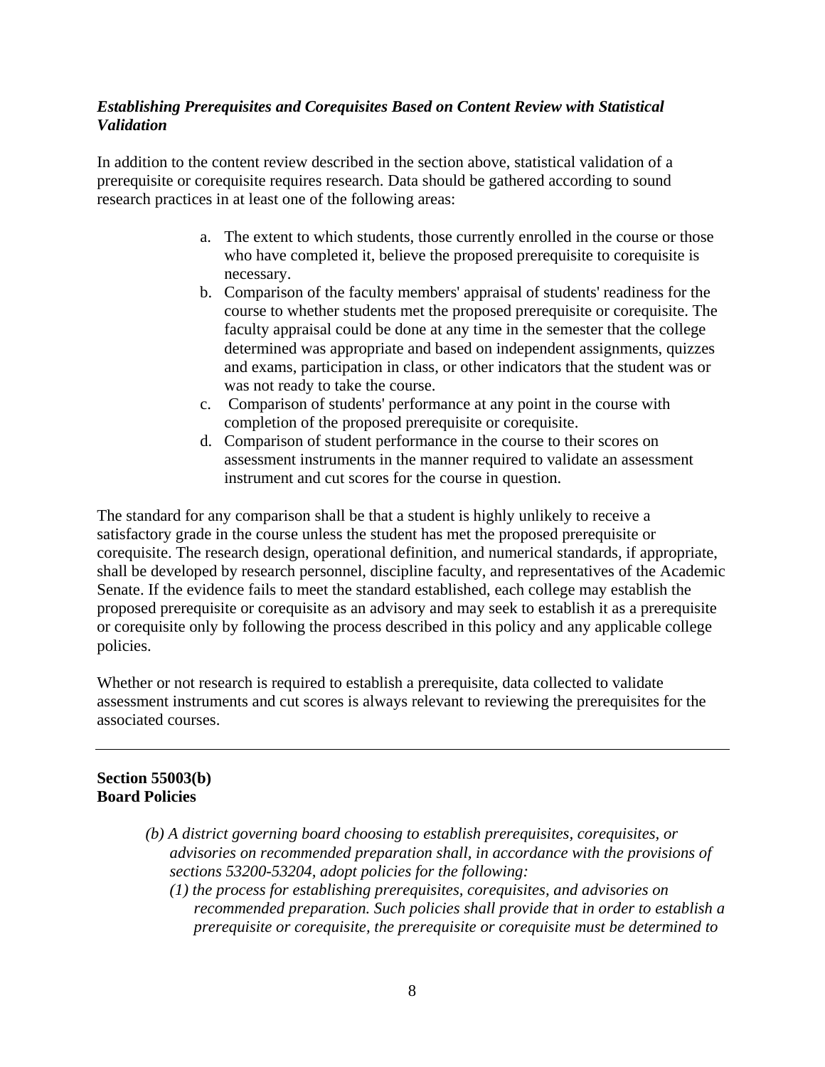***Establishing Prerequisites and Corequisites Based on Content Review with Statistical Validation***

In addition to the content review described in the section above, statistical validation of a prerequisite or corequisite requires research. Data should be gathered according to sound research practices in at least one of the following areas:

a. The extent to which students, those currently enrolled in the course or those who have completed it, believe the proposed prerequisite to corequisite is necessary.
b. Comparison of the faculty members' appraisal of students' readiness for the course to whether students met the proposed prerequisite or corequisite. The faculty appraisal could be done at any time in the semester that the college determined was appropriate and based on independent assignments, quizzes and exams, participation in class, or other indicators that the student was or was not ready to take the course.
c. Comparison of students' performance at any point in the course with completion of the proposed prerequisite or corequisite.
d. Comparison of student performance in the course to their scores on assessment instruments in the manner required to validate an assessment instrument and cut scores for the course in question.

The standard for any comparison shall be that a student is highly unlikely to receive a satisfactory grade in the course unless the student has met the proposed prerequisite or corequisite. The research design, operational definition, and numerical standards, if appropriate, shall be developed by research personnel, discipline faculty, and representatives of the Academic Senate. If the evidence fails to meet the standard established, each college may establish the proposed prerequisite or corequisite as an advisory and may seek to establish it as a prerequisite or corequisite only by following the process described in this policy and any applicable college policies.

Whether or not research is required to establish a prerequisite, data collected to validate assessment instruments and cut scores is always relevant to reviewing the prerequisites for the associated courses.

---

**Section 55003(b)**
**Board Policies**

> *(b) A district governing board choosing to establish prerequisites, corequisites, or advisories on recommended preparation shall, in accordance with the provisions of sections 53200-53204, adopt policies for the following:*
>
> *(1) the process for establishing prerequisites, corequisites, and advisories on recommended preparation. Such policies shall provide that in order to establish a prerequisite or corequisite, the prerequisite or corequisite must be determined to*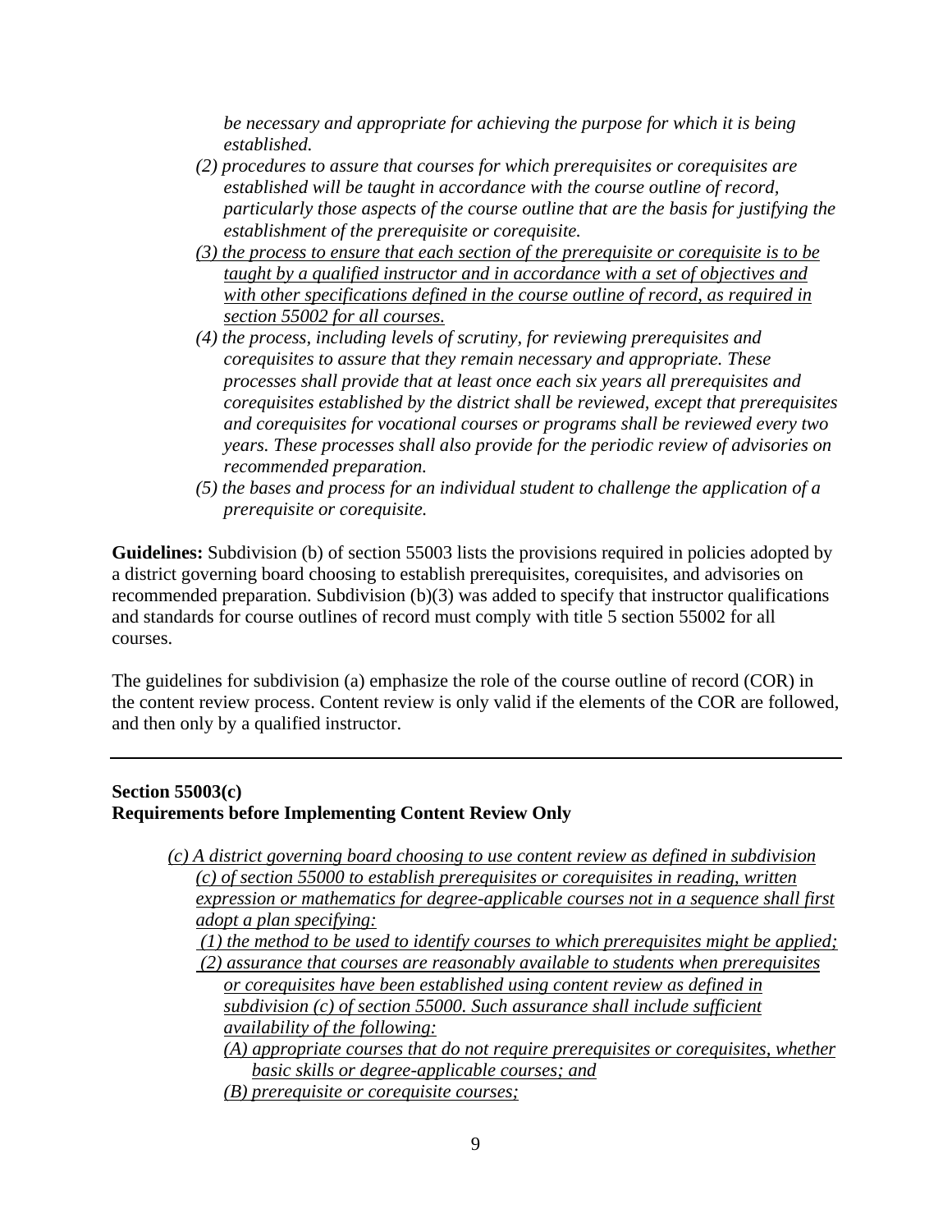*be necessary and appropriate for achieving the purpose for which it is being established.*

*(2) procedures to assure that courses for which prerequisites or corequisites are established will be taught in accordance with the course outline of record, particularly those aspects of the course outline that are the basis for justifying the establishment of the prerequisite or corequisite.*

<u>*(3) the process to ensure that each section of the prerequisite or corequisite is to be taught by a qualified instructor and in accordance with a set of objectives and with other specifications defined in the course outline of record, as required in section 55002 for all courses.*</u>

*(4) the process, including levels of scrutiny, for reviewing prerequisites and corequisites to assure that they remain necessary and appropriate. These processes shall provide that at least once each six years all prerequisites and corequisites established by the district shall be reviewed, except that prerequisites and corequisites for vocational courses or programs shall be reviewed every two years. These processes shall also provide for the periodic review of advisories on recommended preparation.*

*(5) the bases and process for an individual student to challenge the application of a prerequisite or corequisite.*

**Guidelines:** Subdivision (b) of section 55003 lists the provisions required in policies adopted by a district governing board choosing to establish prerequisites, corequisites, and advisories on recommended preparation. Subdivision (b)(3) was added to specify that instructor qualifications and standards for course outlines of record must comply with title 5 section 55002 for all courses.

The guidelines for subdivision (a) emphasize the role of the course outline of record (COR) in the content review process. Content review is only valid if the elements of the COR are followed, and then only by a qualified instructor.

---

**Section 55003(c)**
**Requirements before Implementing Content Review Only**

<u>*(c) A district governing board choosing to use content review as defined in subdivision (c) of section 55000 to establish prerequisites or corequisites in reading, written expression or mathematics for degree-applicable courses not in a sequence shall first adopt a plan specifying:*</u>

<u>*(1) the method to be used to identify courses to which prerequisites might be applied;*</u>

<u>*(2) assurance that courses are reasonably available to students when prerequisites or corequisites have been established using content review as defined in subdivision (c) of section 55000. Such assurance shall include sufficient availability of the following:*</u>

<u>*(A) appropriate courses that do not require prerequisites or corequisites, whether basic skills or degree-applicable courses; and*</u>

<u>*(B) prerequisite or corequisite courses;*</u>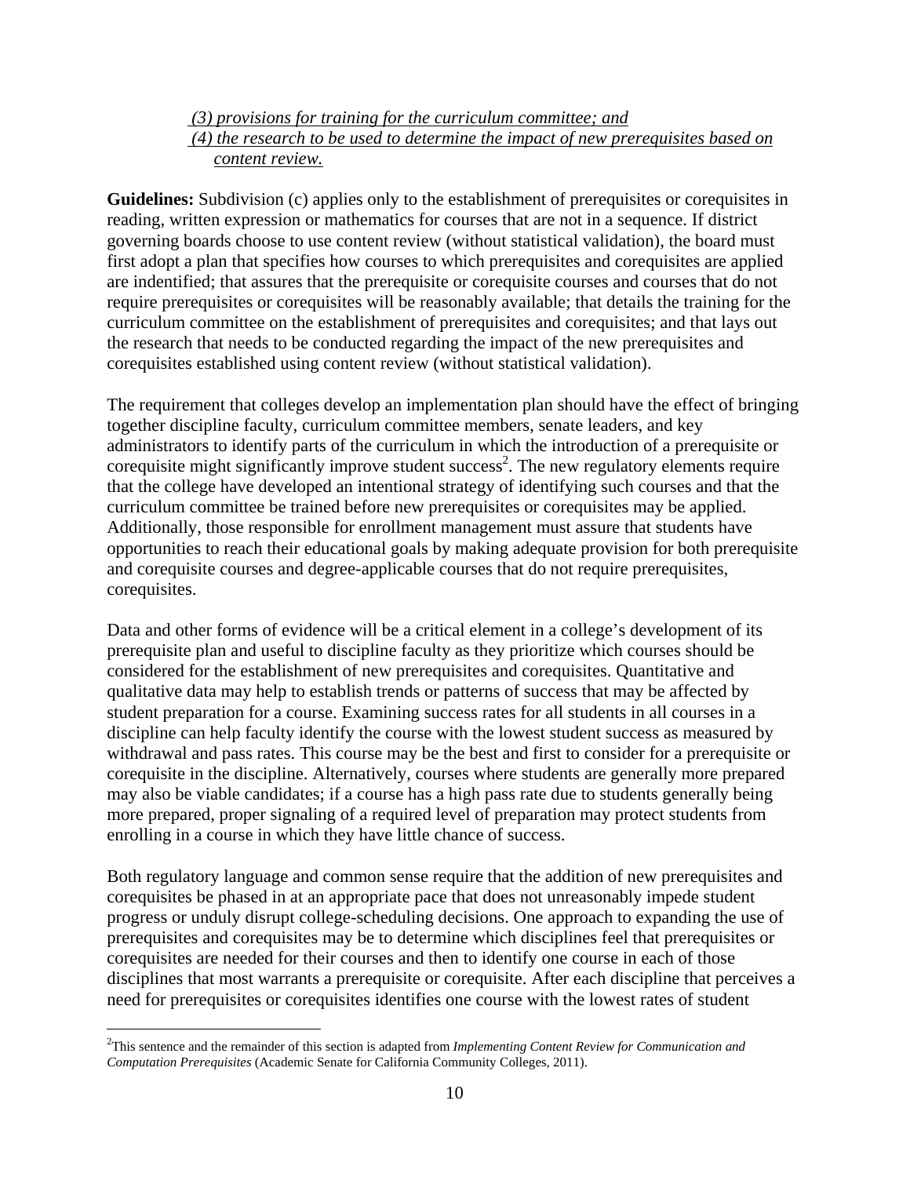_(3) provisions for training for the curriculum committee; and_
_(4) the research to be used to determine the impact of new prerequisites based on content review._

**Guidelines:** Subdivision (c) applies only to the establishment of prerequisites or corequisites in reading, written expression or mathematics for courses that are not in a sequence. If district governing boards choose to use content review (without statistical validation), the board must first adopt a plan that specifies how courses to which prerequisites and corequisites are applied are indentified; that assures that the prerequisite or corequisite courses and courses that do not require prerequisites or corequisites will be reasonably available; that details the training for the curriculum committee on the establishment of prerequisites and corequisites; and that lays out the research that needs to be conducted regarding the impact of the new prerequisites and corequisites established using content review (without statistical validation).

The requirement that colleges develop an implementation plan should have the effect of bringing together discipline faculty, curriculum committee members, senate leaders, and key administrators to identify parts of the curriculum in which the introduction of a prerequisite or corequisite might significantly improve student success[2]. The new regulatory elements require that the college have developed an intentional strategy of identifying such courses and that the curriculum committee be trained before new prerequisites or corequisites may be applied. Additionally, those responsible for enrollment management must assure that students have opportunities to reach their educational goals by making adequate provision for both prerequisite and corequisite courses and degree-applicable courses that do not require prerequisites, corequisites.

Data and other forms of evidence will be a critical element in a college's development of its prerequisite plan and useful to discipline faculty as they prioritize which courses should be considered for the establishment of new prerequisites and corequisites. Quantitative and qualitative data may help to establish trends or patterns of success that may be affected by student preparation for a course. Examining success rates for all students in all courses in a discipline can help faculty identify the course with the lowest student success as measured by withdrawal and pass rates. This course may be the best and first to consider for a prerequisite or corequisite in the discipline. Alternatively, courses where students are generally more prepared may also be viable candidates; if a course has a high pass rate due to students generally being more prepared, proper signaling of a required level of preparation may protect students from enrolling in a course in which they have little chance of success.

Both regulatory language and common sense require that the addition of new prerequisites and corequisites be phased in at an appropriate pace that does not unreasonably impede student progress or unduly disrupt college-scheduling decisions. One approach to expanding the use of prerequisites and corequisites may be to determine which disciplines feel that prerequisites or corequisites are needed for their courses and then to identify one course in each of those disciplines that most warrants a prerequisite or corequisite. After each discipline that perceives a need for prerequisites or corequisites identifies one course with the lowest rates of student

---

[2] This sentence and the remainder of this section is adapted from _Implementing Content Review for Communication and Computation Prerequisites_ (Academic Senate for California Community Colleges, 2011).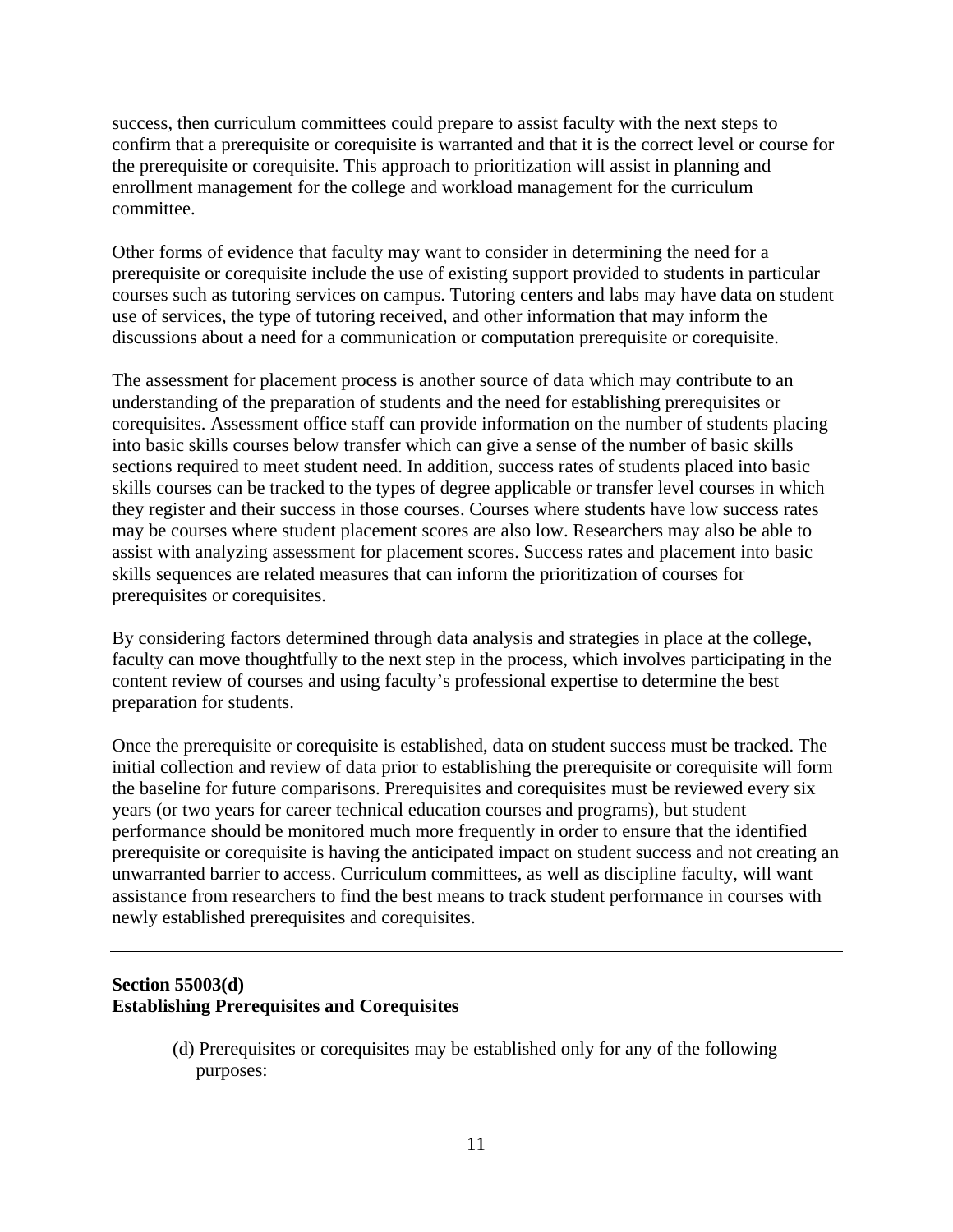success, then curriculum committees could prepare to assist faculty with the next steps to confirm that a prerequisite or corequisite is warranted and that it is the correct level or course for the prerequisite or corequisite. This approach to prioritization will assist in planning and enrollment management for the college and workload management for the curriculum committee.

Other forms of evidence that faculty may want to consider in determining the need for a prerequisite or corequisite include the use of existing support provided to students in particular courses such as tutoring services on campus. Tutoring centers and labs may have data on student use of services, the type of tutoring received, and other information that may inform the discussions about a need for a communication or computation prerequisite or corequisite.

The assessment for placement process is another source of data which may contribute to an understanding of the preparation of students and the need for establishing prerequisites or corequisites. Assessment office staff can provide information on the number of students placing into basic skills courses below transfer which can give a sense of the number of basic skills sections required to meet student need. In addition, success rates of students placed into basic skills courses can be tracked to the types of degree applicable or transfer level courses in which they register and their success in those courses. Courses where students have low success rates may be courses where student placement scores are also low. Researchers may also be able to assist with analyzing assessment for placement scores. Success rates and placement into basic skills sequences are related measures that can inform the prioritization of courses for prerequisites or corequisites.

By considering factors determined through data analysis and strategies in place at the college, faculty can move thoughtfully to the next step in the process, which involves participating in the content review of courses and using faculty's professional expertise to determine the best preparation for students.

Once the prerequisite or corequisite is established, data on student success must be tracked. The initial collection and review of data prior to establishing the prerequisite or corequisite will form the baseline for future comparisons. Prerequisites and corequisites must be reviewed every six years (or two years for career technical education courses and programs), but student performance should be monitored much more frequently in order to ensure that the identified prerequisite or corequisite is having the anticipated impact on student success and not creating an unwarranted barrier to access. Curriculum committees, as well as discipline faculty, will want assistance from researchers to find the best means to track student performance in courses with newly established prerequisites and corequisites.

---

**Section 55003(d)**
**Establishing Prerequisites and Corequisites**

> (d) Prerequisites or corequisites may be established only for any of the following purposes: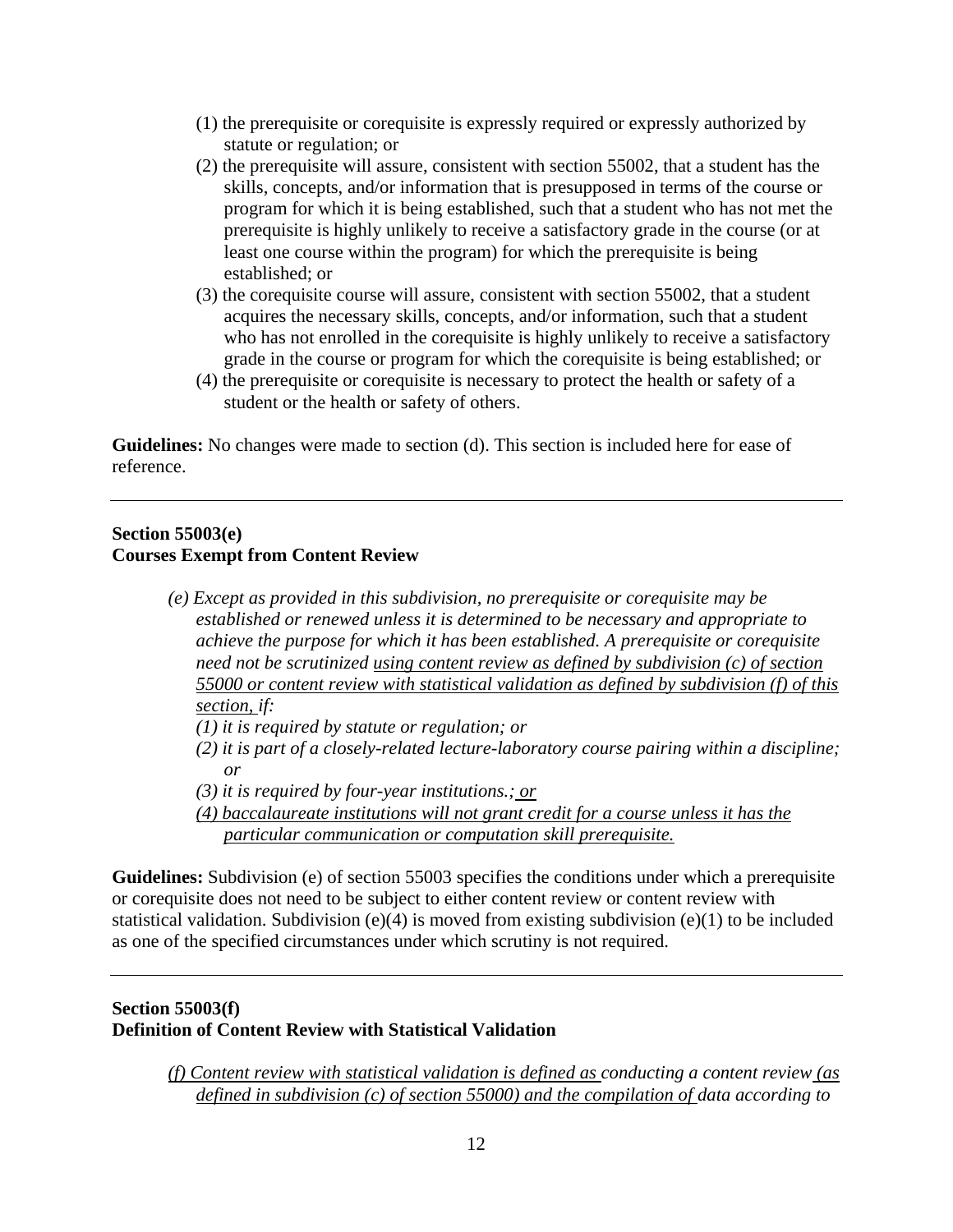(1) the prerequisite or corequisite is expressly required or expressly authorized by statute or regulation; or

(2) the prerequisite will assure, consistent with section 55002, that a student has the skills, concepts, and/or information that is presupposed in terms of the course or program for which it is being established, such that a student who has not met the prerequisite is highly unlikely to receive a satisfactory grade in the course (or at least one course within the program) for which the prerequisite is being established; or

(3) the corequisite course will assure, consistent with section 55002, that a student acquires the necessary skills, concepts, and/or information, such that a student who has not enrolled in the corequisite is highly unlikely to receive a satisfactory grade in the course or program for which the corequisite is being established; or

(4) the prerequisite or corequisite is necessary to protect the health or safety of a student or the health or safety of others.

**Guidelines:** No changes were made to section (d). This section is included here for ease of reference.

---

**Section 55003(e)**
**Courses Exempt from Content Review**

*(e) Except as provided in this subdivision, no prerequisite or corequisite may be established or renewed unless it is determined to be necessary and appropriate to achieve the purpose for which it has been established. A prerequisite or corequisite need not be scrutinized <u>using content review as defined by subdivision (c) of section 55000 or content review with statistical validation as defined by subdivision (f) of this section,</u> if:*

*(1) it is required by statute or regulation; or*

*(2) it is part of a closely-related lecture-laboratory course pairing within a discipline; or*

*(3) it is required by four-year institutions.<u>; or</u>*

*<u>(4) baccalaureate institutions will not grant credit for a course unless it has the particular communication or computation skill prerequisite.</u>*

**Guidelines:** Subdivision (e) of section 55003 specifies the conditions under which a prerequisite or corequisite does not need to be subject to either content review or content review with statistical validation. Subdivision (e)(4) is moved from existing subdivision (e)(1) to be included as one of the specified circumstances under which scrutiny is not required.

---

**Section 55003(f)**
**Definition of Content Review with Statistical Validation**

*<u>(f) Content review with statistical validation is defined as</u> conducting a content review <u>(as defined in subdivision (c) of section 55000) and the compilation of</u> data according to*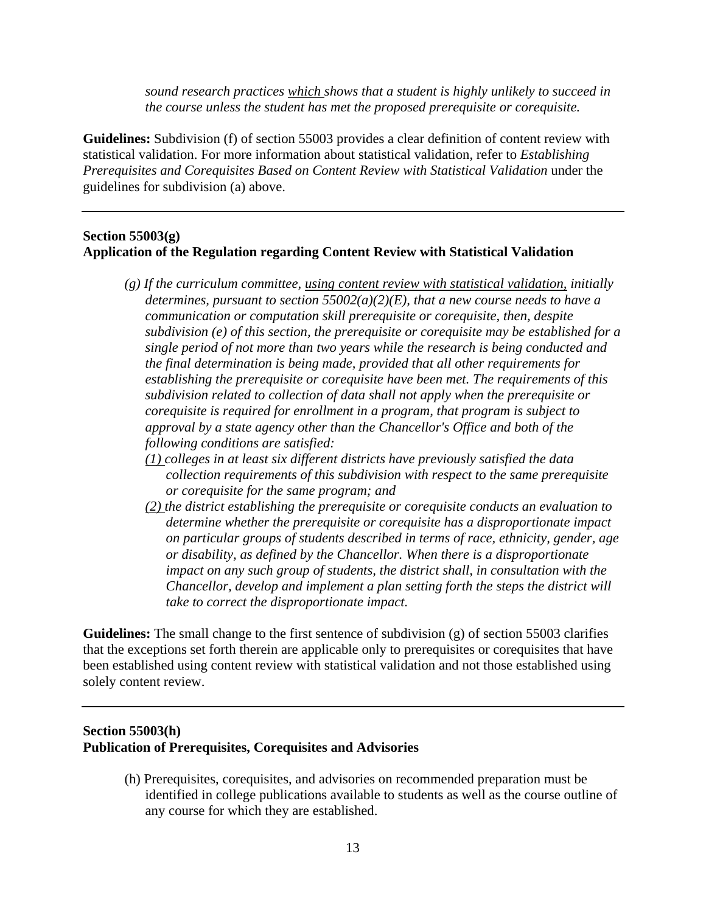*sound research practices <u>which</u> shows that a student is highly unlikely to succeed in the course unless the student has met the proposed prerequisite or corequisite.*

**Guidelines:** Subdivision (f) of section 55003 provides a clear definition of content review with statistical validation. For more information about statistical validation, refer to *Establishing Prerequisites and Corequisites Based on Content Review with Statistical Validation* under the guidelines for subdivision (a) above.

---

**Section 55003(g)**
**Application of the Regulation regarding Content Review with Statistical Validation**

*(g) If the curriculum committee, <u>using content review with statistical validation,</u> initially determines, pursuant to section 55002(a)(2)(E), that a new course needs to have a communication or computation skill prerequisite or corequisite, then, despite subdivision (e) of this section, the prerequisite or corequisite may be established for a single period of not more than two years while the research is being conducted and the final determination is being made, provided that all other requirements for establishing the prerequisite or corequisite have been met. The requirements of this subdivision related to collection of data shall not apply when the prerequisite or corequisite is required for enrollment in a program, that program is subject to approval by a state agency other than the Chancellor's Office and both of the following conditions are satisfied:*

*<u>(1)</u> colleges in at least six different districts have previously satisfied the data collection requirements of this subdivision with respect to the same prerequisite or corequisite for the same program; and*

*<u>(2)</u> the district establishing the prerequisite or corequisite conducts an evaluation to determine whether the prerequisite or corequisite has a disproportionate impact on particular groups of students described in terms of race, ethnicity, gender, age or disability, as defined by the Chancellor. When there is a disproportionate impact on any such group of students, the district shall, in consultation with the Chancellor, develop and implement a plan setting forth the steps the district will take to correct the disproportionate impact.*

**Guidelines:** The small change to the first sentence of subdivision (g) of section 55003 clarifies that the exceptions set forth therein are applicable only to prerequisites or corequisites that have been established using content review with statistical validation and not those established using solely content review.

---

**Section 55003(h)**
**Publication of Prerequisites, Corequisites and Advisories**

(h) Prerequisites, corequisites, and advisories on recommended preparation must be identified in college publications available to students as well as the course outline of any course for which they are established.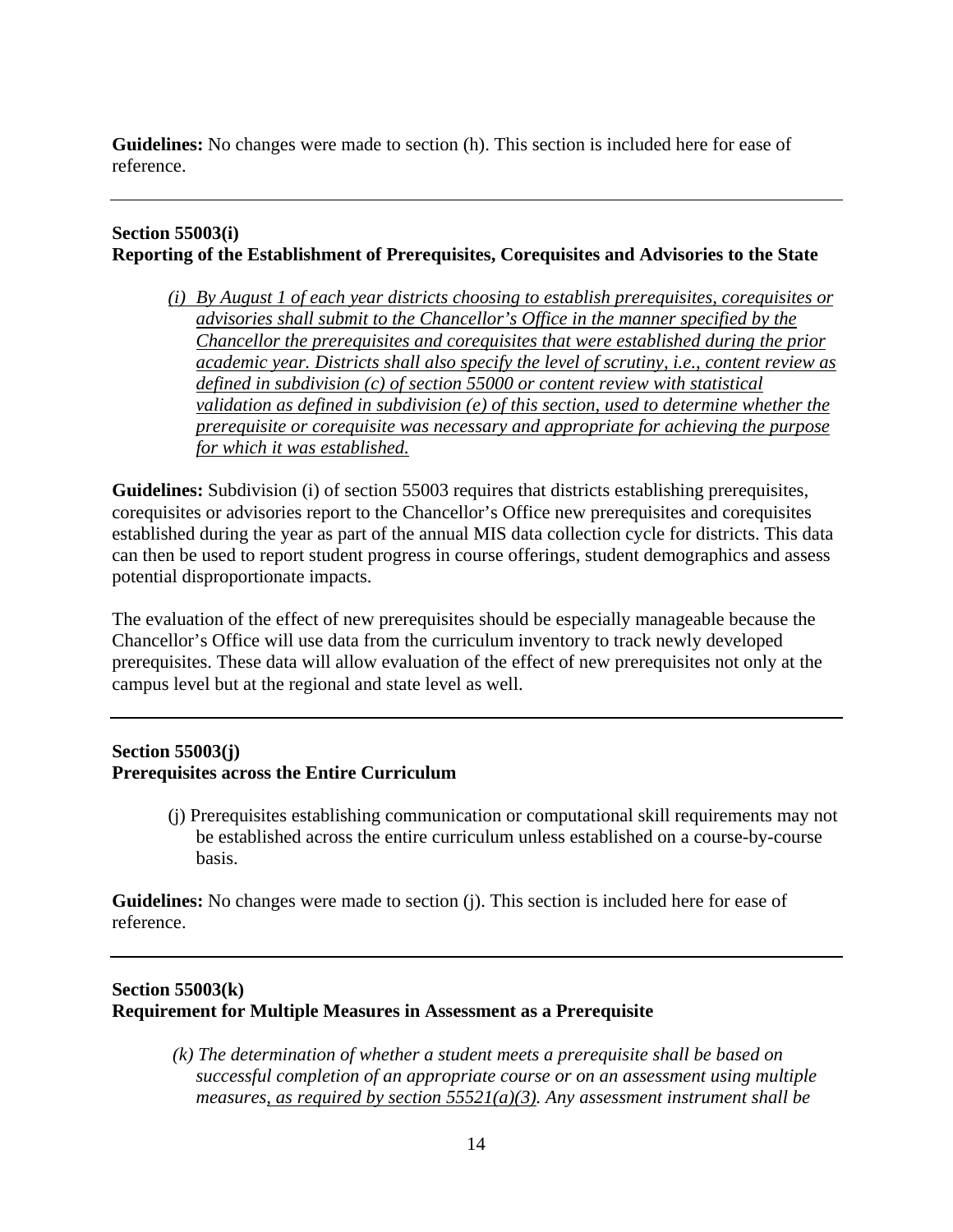**Guidelines:** No changes were made to section (h). This section is included here for ease of reference.

---

**Section 55003(i)**
**Reporting of the Establishment of Prerequisites, Corequisites and Advisories to the State**

> *(i) By August 1 of each year districts choosing to establish prerequisites, corequisites or advisories shall submit to the Chancellor's Office in the manner specified by the Chancellor the prerequisites and corequisites that were established during the prior academic year. Districts shall also specify the level of scrutiny, i.e., content review as defined in subdivision (c) of section 55000 or content review with statistical validation as defined in subdivision (e) of this section, used to determine whether the prerequisite or corequisite was necessary and appropriate for achieving the purpose for which it was established.*

**Guidelines:** Subdivision (i) of section 55003 requires that districts establishing prerequisites, corequisites or advisories report to the Chancellor's Office new prerequisites and corequisites established during the year as part of the annual MIS data collection cycle for districts. This data can then be used to report student progress in course offerings, student demographics and assess potential disproportionate impacts.

The evaluation of the effect of new prerequisites should be especially manageable because the Chancellor's Office will use data from the curriculum inventory to track newly developed prerequisites. These data will allow evaluation of the effect of new prerequisites not only at the campus level but at the regional and state level as well.

---

**Section 55003(j)**
**Prerequisites across the Entire Curriculum**

> (j) Prerequisites establishing communication or computational skill requirements may not be established across the entire curriculum unless established on a course-by-course basis.

**Guidelines:** No changes were made to section (j). This section is included here for ease of reference.

---

**Section 55003(k)**
**Requirement for Multiple Measures in Assessment as a Prerequisite**

> *(k) The determination of whether a student meets a prerequisite shall be based on successful completion of an appropriate course or on an assessment using multiple measures, as required by section 55521(a)(3). Any assessment instrument shall be*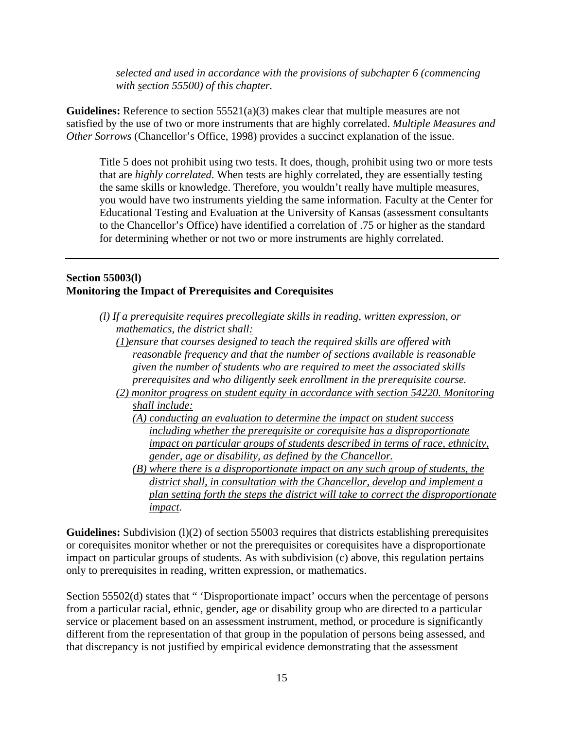> *selected and used in accordance with the provisions of subchapter 6 (commencing with section 55500) of this chapter.*

**Guidelines:** Reference to section 55521(a)(3) makes clear that multiple measures are not satisfied by the use of two or more instruments that are highly correlated. *Multiple Measures and Other Sorrows* (Chancellor's Office, 1998) provides a succinct explanation of the issue.

> Title 5 does not prohibit using two tests. It does, though, prohibit using two or more tests that are *highly correlated*. When tests are highly correlated, they are essentially testing the same skills or knowledge. Therefore, you wouldn't really have multiple measures, you would have two instruments yielding the same information. Faculty at the Center for Educational Testing and Evaluation at the University of Kansas (assessment consultants to the Chancellor's Office) have identified a correlation of .75 or higher as the standard for determining whether or not two or more instruments are highly correlated.

---

**Section 55003(l)**
**Monitoring the Impact of Prerequisites and Corequisites**

> *(l) If a prerequisite requires precollegiate skills in reading, written expression, or mathematics, the district shall:*
>
> *(1) ensure that courses designed to teach the required skills are offered with reasonable frequency and that the number of sections available is reasonable given the number of students who are required to meet the associated skills prerequisites and who diligently seek enrollment in the prerequisite course.*
>
> *(2) monitor progress on student equity in accordance with section 54220. Monitoring shall include:*
>
> *(A) conducting an evaluation to determine the impact on student success including whether the prerequisite or corequisite has a disproportionate impact on particular groups of students described in terms of race, ethnicity, gender, age or disability, as defined by the Chancellor.*
>
> *(B) where there is a disproportionate impact on any such group of students, the district shall, in consultation with the Chancellor, develop and implement a plan setting forth the steps the district will take to correct the disproportionate impact.*

**Guidelines:** Subdivision (l)(2) of section 55003 requires that districts establishing prerequisites or corequisites monitor whether or not the prerequisites or corequisites have a disproportionate impact on particular groups of students. As with subdivision (c) above, this regulation pertains only to prerequisites in reading, written expression, or mathematics.

Section 55502(d) states that " 'Disproportionate impact' occurs when the percentage of persons from a particular racial, ethnic, gender, age or disability group who are directed to a particular service or placement based on an assessment instrument, method, or procedure is significantly different from the representation of that group in the population of persons being assessed, and that discrepancy is not justified by empirical evidence demonstrating that the assessment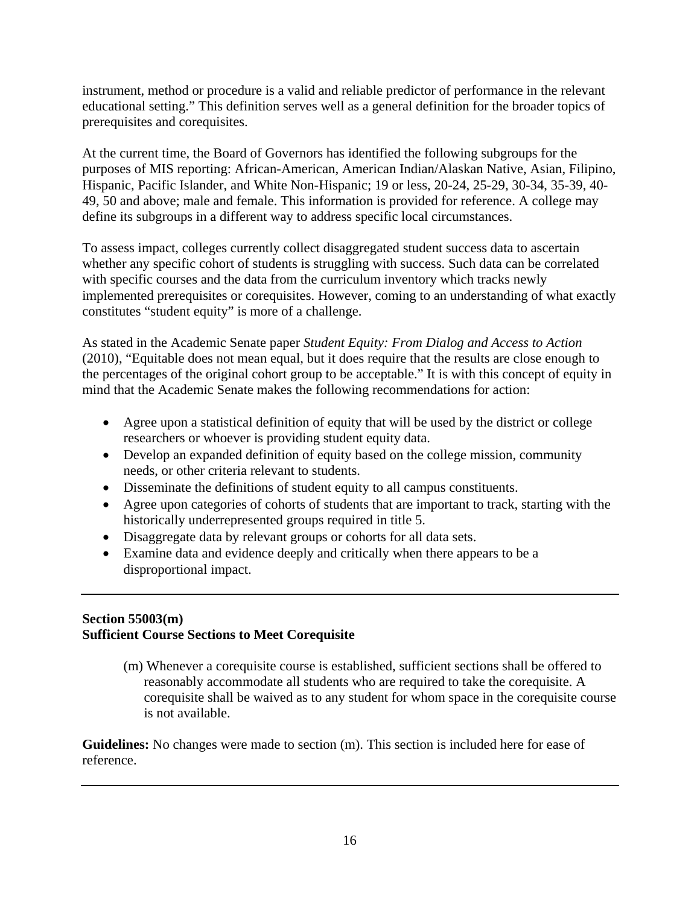instrument, method or procedure is a valid and reliable predictor of performance in the relevant educational setting." This definition serves well as a general definition for the broader topics of prerequisites and corequisites.

At the current time, the Board of Governors has identified the following subgroups for the purposes of MIS reporting: African-American, American Indian/Alaskan Native, Asian, Filipino, Hispanic, Pacific Islander, and White Non-Hispanic; 19 or less, 20-24, 25-29, 30-34, 35-39, 40-49, 50 and above; male and female. This information is provided for reference. A college may define its subgroups in a different way to address specific local circumstances.

To assess impact, colleges currently collect disaggregated student success data to ascertain whether any specific cohort of students is struggling with success. Such data can be correlated with specific courses and the data from the curriculum inventory which tracks newly implemented prerequisites or corequisites. However, coming to an understanding of what exactly constitutes "student equity" is more of a challenge.

As stated in the Academic Senate paper *Student Equity: From Dialog and Access to Action* (2010), "Equitable does not mean equal, but it does require that the results are close enough to the percentages of the original cohort group to be acceptable." It is with this concept of equity in mind that the Academic Senate makes the following recommendations for action:

- Agree upon a statistical definition of equity that will be used by the district or college researchers or whoever is providing student equity data.
- Develop an expanded definition of equity based on the college mission, community needs, or other criteria relevant to students.
- Disseminate the definitions of student equity to all campus constituents.
- Agree upon categories of cohorts of students that are important to track, starting with the historically underrepresented groups required in title 5.
- Disaggregate data by relevant groups or cohorts for all data sets.
- Examine data and evidence deeply and critically when there appears to be a disproportional impact.

---

**Section 55003(m)**
**Sufficient Course Sections to Meet Corequisite**

> (m) Whenever a corequisite course is established, sufficient sections shall be offered to reasonably accommodate all students who are required to take the corequisite. A corequisite shall be waived as to any student for whom space in the corequisite course is not available.

**Guidelines:** No changes were made to section (m). This section is included here for ease of reference.

---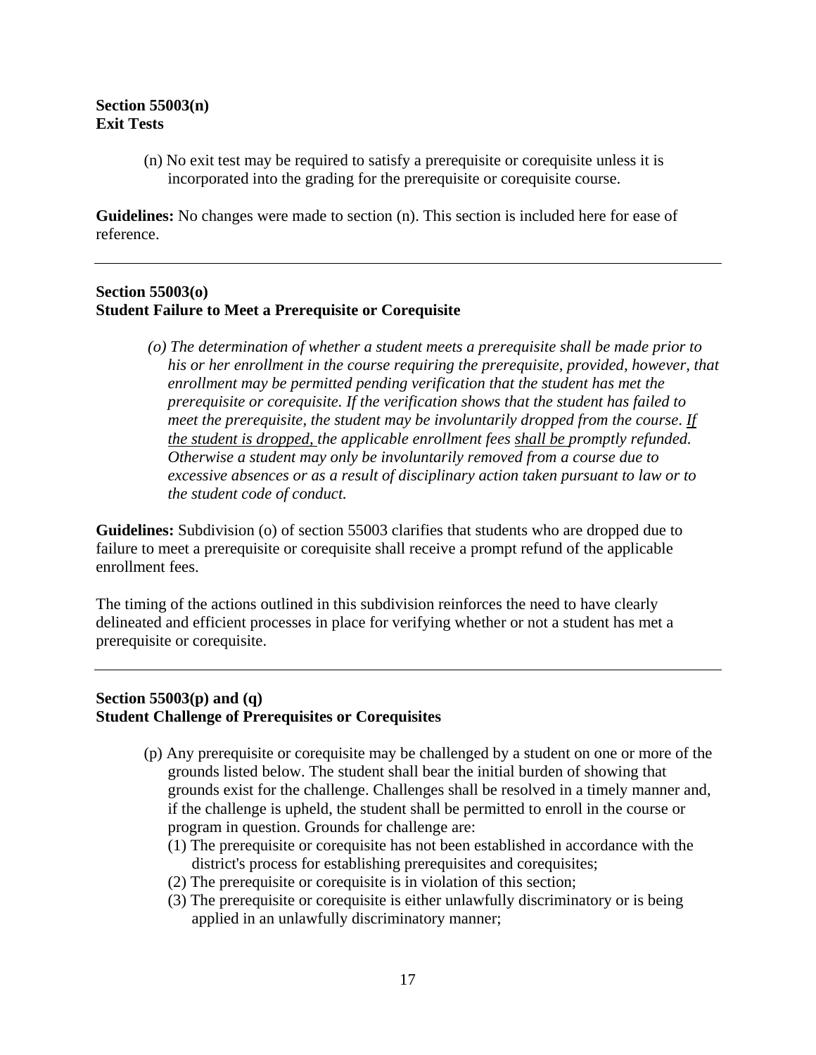**Section 55003(n)**
**Exit Tests**

> (n) No exit test may be required to satisfy a prerequisite or corequisite unless it is incorporated into the grading for the prerequisite or corequisite course.

**Guidelines:** No changes were made to section (n). This section is included here for ease of reference.

---

**Section 55003(o)**
**Student Failure to Meet a Prerequisite or Corequisite**

> *(o) The determination of whether a student meets a prerequisite shall be made prior to his or her enrollment in the course requiring the prerequisite, provided, however, that enrollment may be permitted pending verification that the student has met the prerequisite or corequisite. If the verification shows that the student has failed to meet the prerequisite, the student may be involuntarily dropped from the course. <u>If the student is dropped,</u> the applicable enrollment fees <u>shall be</u> promptly refunded. Otherwise a student may only be involuntarily removed from a course due to excessive absences or as a result of disciplinary action taken pursuant to law or to the student code of conduct.*

**Guidelines:** Subdivision (o) of section 55003 clarifies that students who are dropped due to failure to meet a prerequisite or corequisite shall receive a prompt refund of the applicable enrollment fees.

The timing of the actions outlined in this subdivision reinforces the need to have clearly delineated and efficient processes in place for verifying whether or not a student has met a prerequisite or corequisite.

---

**Section 55003(p) and (q)**
**Student Challenge of Prerequisites or Corequisites**

> (p) Any prerequisite or corequisite may be challenged by a student on one or more of the grounds listed below. The student shall bear the initial burden of showing that grounds exist for the challenge. Challenges shall be resolved in a timely manner and, if the challenge is upheld, the student shall be permitted to enroll in the course or program in question. Grounds for challenge are:
>
> (1) The prerequisite or corequisite has not been established in accordance with the district's process for establishing prerequisites and corequisites;
>
> (2) The prerequisite or corequisite is in violation of this section;
>
> (3) The prerequisite or corequisite is either unlawfully discriminatory or is being applied in an unlawfully discriminatory manner;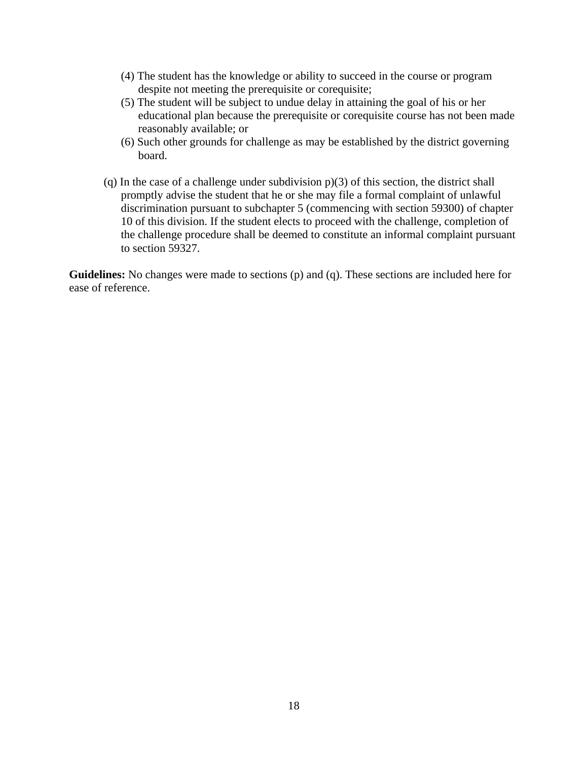(4) The student has the knowledge or ability to succeed in the course or program despite not meeting the prerequisite or corequisite;

(5) The student will be subject to undue delay in attaining the goal of his or her educational plan because the prerequisite or corequisite course has not been made reasonably available; or

(6) Such other grounds for challenge as may be established by the district governing board.

(q) In the case of a challenge under subdivision p)(3) of this section, the district shall promptly advise the student that he or she may file a formal complaint of unlawful discrimination pursuant to subchapter 5 (commencing with section 59300) of chapter 10 of this division. If the student elects to proceed with the challenge, completion of the challenge procedure shall be deemed to constitute an informal complaint pursuant to section 59327.

**Guidelines:** No changes were made to sections (p) and (q). These sections are included here for ease of reference.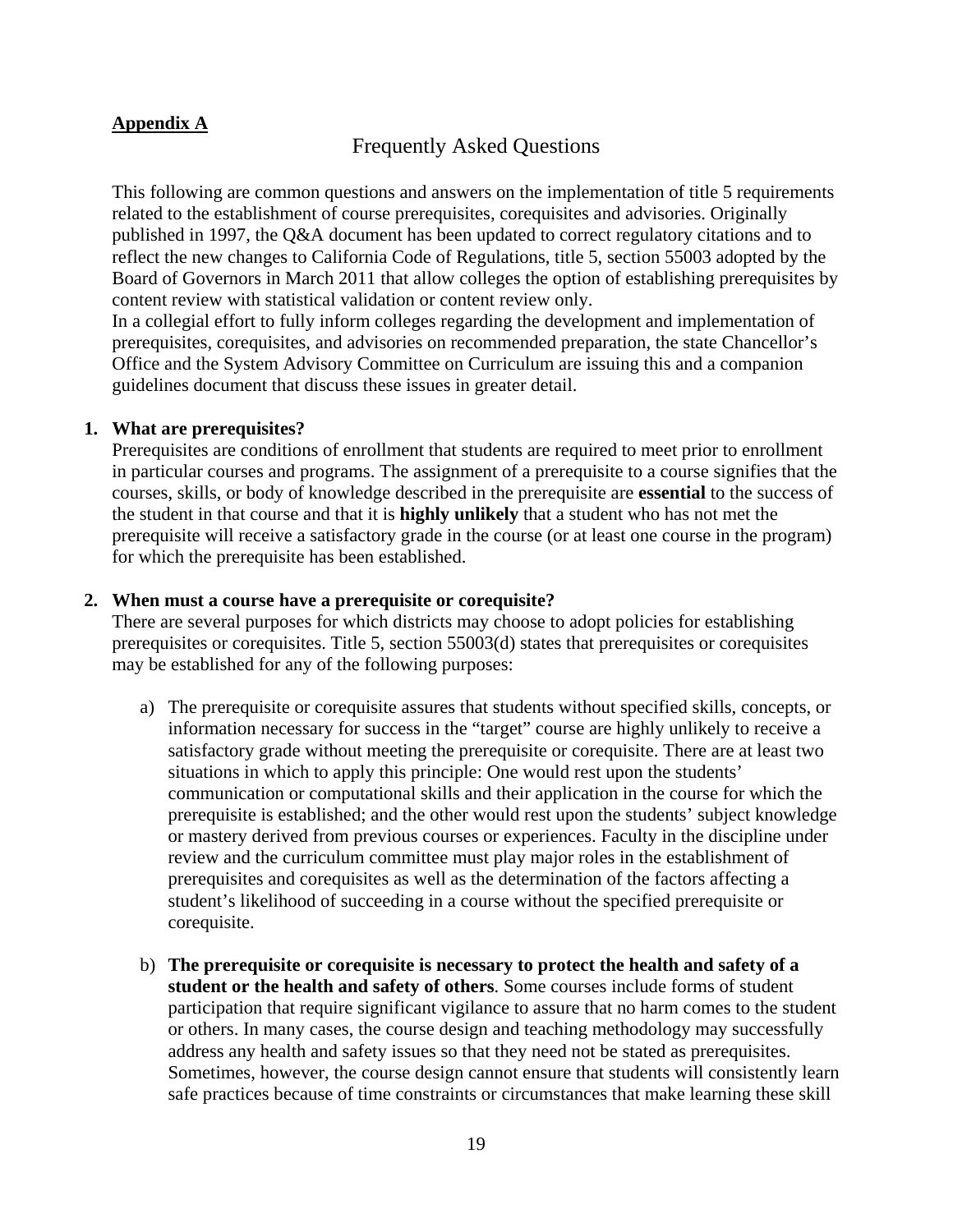**Appendix A**

# Frequently Asked Questions

This following are common questions and answers on the implementation of title 5 requirements related to the establishment of course prerequisites, corequisites and advisories. Originally published in 1997, the Q&A document has been updated to correct regulatory citations and to reflect the new changes to California Code of Regulations, title 5, section 55003 adopted by the Board of Governors in March 2011 that allow colleges the option of establishing prerequisites by content review with statistical validation or content review only.

In a collegial effort to fully inform colleges regarding the development and implementation of prerequisites, corequisites, and advisories on recommended preparation, the state Chancellor's Office and the System Advisory Committee on Curriculum are issuing this and a companion guidelines document that discuss these issues in greater detail.

**1. What are prerequisites?**

Prerequisites are conditions of enrollment that students are required to meet prior to enrollment in particular courses and programs. The assignment of a prerequisite to a course signifies that the courses, skills, or body of knowledge described in the prerequisite are **essential** to the success of the student in that course and that it is **highly unlikely** that a student who has not met the prerequisite will receive a satisfactory grade in the course (or at least one course in the program) for which the prerequisite has been established.

**2. When must a course have a prerequisite or corequisite?**

There are several purposes for which districts may choose to adopt policies for establishing prerequisites or corequisites. Title 5, section 55003(d) states that prerequisites or corequisites may be established for any of the following purposes:

a) The prerequisite or corequisite assures that students without specified skills, concepts, or information necessary for success in the "target" course are highly unlikely to receive a satisfactory grade without meeting the prerequisite or corequisite. There are at least two situations in which to apply this principle: One would rest upon the students' communication or computational skills and their application in the course for which the prerequisite is established; and the other would rest upon the students' subject knowledge or mastery derived from previous courses or experiences. Faculty in the discipline under review and the curriculum committee must play major roles in the establishment of prerequisites and corequisites as well as the determination of the factors affecting a student's likelihood of succeeding in a course without the specified prerequisite or corequisite.

b) **The prerequisite or corequisite is necessary to protect the health and safety of a student or the health and safety of others**. Some courses include forms of student participation that require significant vigilance to assure that no harm comes to the student or others. In many cases, the course design and teaching methodology may successfully address any health and safety issues so that they need not be stated as prerequisites. Sometimes, however, the course design cannot ensure that students will consistently learn safe practices because of time constraints or circumstances that make learning these skill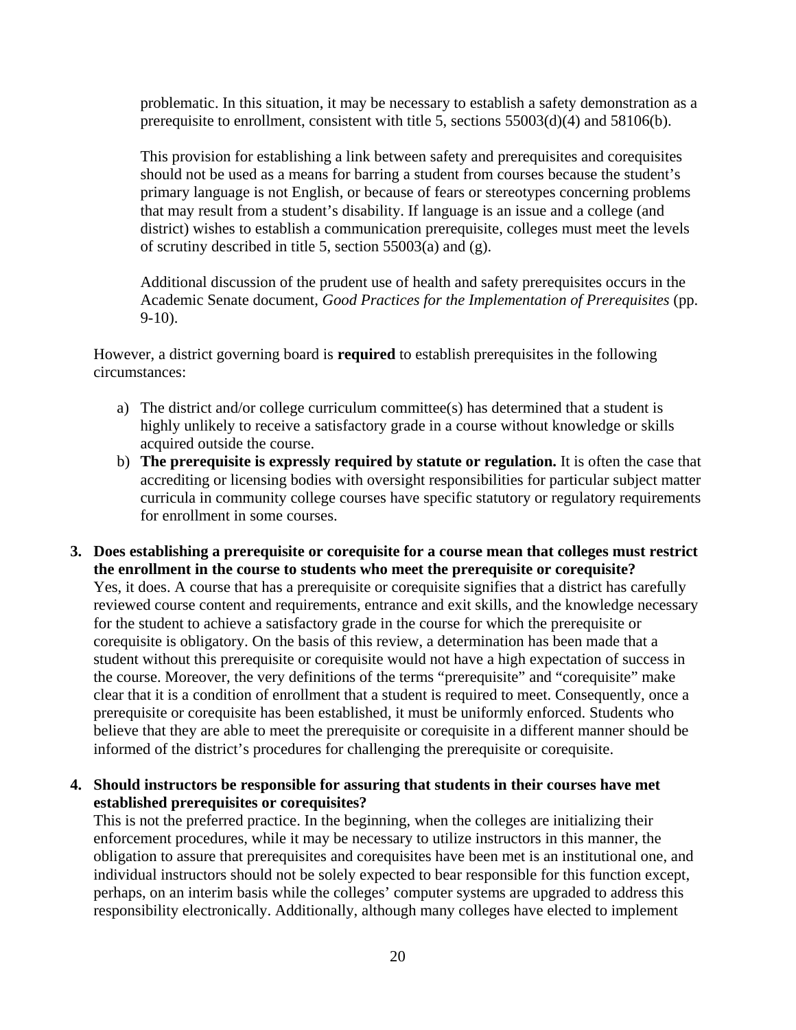problematic. In this situation, it may be necessary to establish a safety demonstration as a prerequisite to enrollment, consistent with title 5, sections 55003(d)(4) and 58106(b).

This provision for establishing a link between safety and prerequisites and corequisites should not be used as a means for barring a student from courses because the student's primary language is not English, or because of fears or stereotypes concerning problems that may result from a student's disability. If language is an issue and a college (and district) wishes to establish a communication prerequisite, colleges must meet the levels of scrutiny described in title 5, section 55003(a) and (g).

Additional discussion of the prudent use of health and safety prerequisites occurs in the Academic Senate document, *Good Practices for the Implementation of Prerequisites* (pp. 9-10).

However, a district governing board is **required** to establish prerequisites in the following circumstances:

a) The district and/or college curriculum committee(s) has determined that a student is highly unlikely to receive a satisfactory grade in a course without knowledge or skills acquired outside the course.
b) **The prerequisite is expressly required by statute or regulation.** It is often the case that accrediting or licensing bodies with oversight responsibilities for particular subject matter curricula in community college courses have specific statutory or regulatory requirements for enrollment in some courses.

**3. Does establishing a prerequisite or corequisite for a course mean that colleges must restrict the enrollment in the course to students who meet the prerequisite or corequisite?**

Yes, it does. A course that has a prerequisite or corequisite signifies that a district has carefully reviewed course content and requirements, entrance and exit skills, and the knowledge necessary for the student to achieve a satisfactory grade in the course for which the prerequisite or corequisite is obligatory. On the basis of this review, a determination has been made that a student without this prerequisite or corequisite would not have a high expectation of success in the course. Moreover, the very definitions of the terms "prerequisite" and "corequisite" make clear that it is a condition of enrollment that a student is required to meet. Consequently, once a prerequisite or corequisite has been established, it must be uniformly enforced. Students who believe that they are able to meet the prerequisite or corequisite in a different manner should be informed of the district's procedures for challenging the prerequisite or corequisite.

**4. Should instructors be responsible for assuring that students in their courses have met established prerequisites or corequisites?**

This is not the preferred practice. In the beginning, when the colleges are initializing their enforcement procedures, while it may be necessary to utilize instructors in this manner, the obligation to assure that prerequisites and corequisites have been met is an institutional one, and individual instructors should not be solely expected to bear responsible for this function except, perhaps, on an interim basis while the colleges' computer systems are upgraded to address this responsibility electronically. Additionally, although many colleges have elected to implement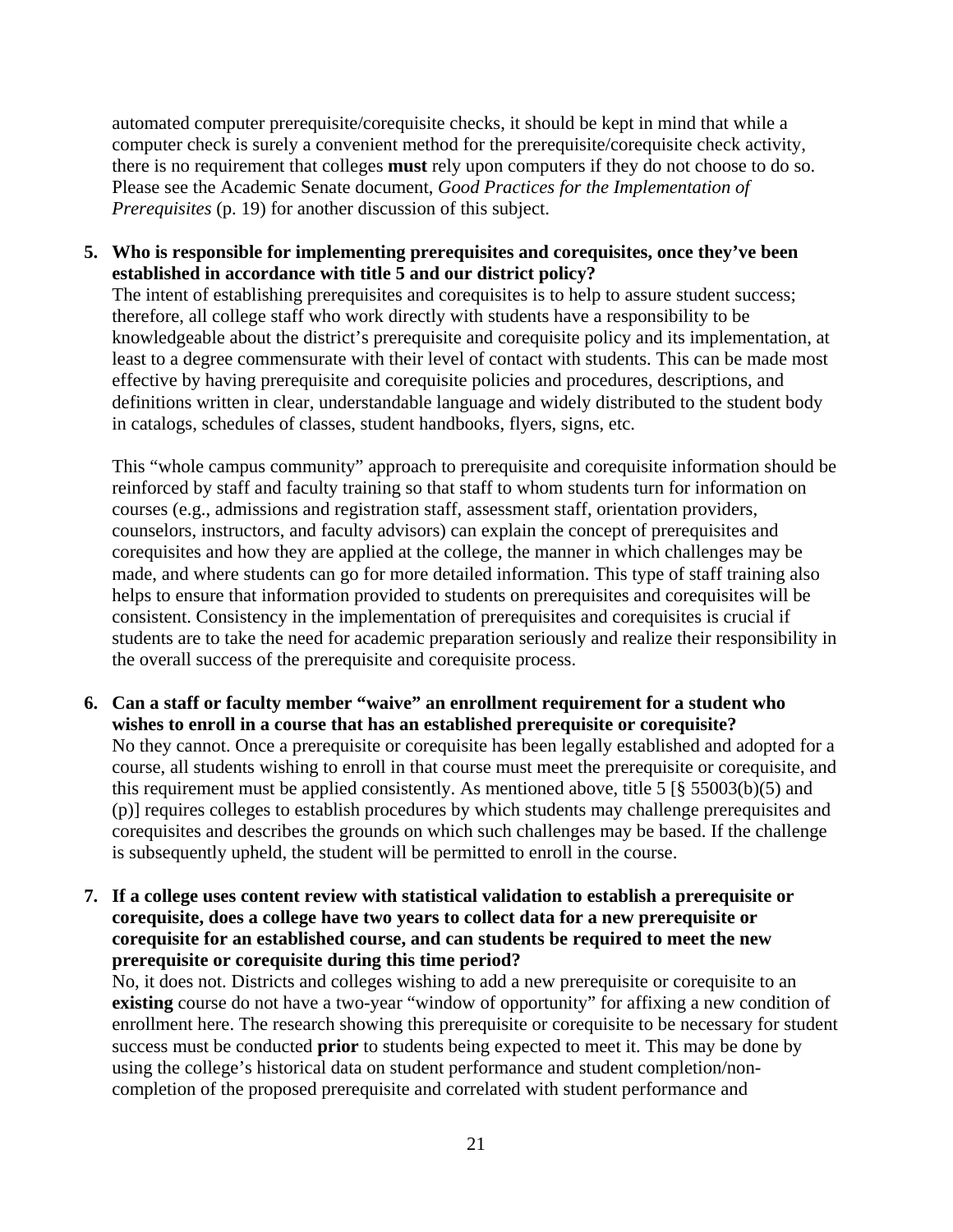automated computer prerequisite/corequisite checks, it should be kept in mind that while a computer check is surely a convenient method for the prerequisite/corequisite check activity, there is no requirement that colleges **must** rely upon computers if they do not choose to do so. Please see the Academic Senate document, *Good Practices for the Implementation of Prerequisites* (p. 19) for another discussion of this subject.

5. **Who is responsible for implementing prerequisites and corequisites, once they've been established in accordance with title 5 and our district policy?**
   The intent of establishing prerequisites and corequisites is to help to assure student success; therefore, all college staff who work directly with students have a responsibility to be knowledgeable about the district's prerequisite and corequisite policy and its implementation, at least to a degree commensurate with their level of contact with students. This can be made most effective by having prerequisite and corequisite policies and procedures, descriptions, and definitions written in clear, understandable language and widely distributed to the student body in catalogs, schedules of classes, student handbooks, flyers, signs, etc.

   This "whole campus community" approach to prerequisite and corequisite information should be reinforced by staff and faculty training so that staff to whom students turn for information on courses (e.g., admissions and registration staff, assessment staff, orientation providers, counselors, instructors, and faculty advisors) can explain the concept of prerequisites and corequisites and how they are applied at the college, the manner in which challenges may be made, and where students can go for more detailed information. This type of staff training also helps to ensure that information provided to students on prerequisites and corequisites will be consistent. Consistency in the implementation of prerequisites and corequisites is crucial if students are to take the need for academic preparation seriously and realize their responsibility in the overall success of the prerequisite and corequisite process.

6. **Can a staff or faculty member "waive" an enrollment requirement for a student who wishes to enroll in a course that has an established prerequisite or corequisite?**
   No they cannot. Once a prerequisite or corequisite has been legally established and adopted for a course, all students wishing to enroll in that course must meet the prerequisite or corequisite, and this requirement must be applied consistently. As mentioned above, title 5 [§ 55003(b)(5) and (p)] requires colleges to establish procedures by which students may challenge prerequisites and corequisites and describes the grounds on which such challenges may be based. If the challenge is subsequently upheld, the student will be permitted to enroll in the course.

7. **If a college uses content review with statistical validation to establish a prerequisite or corequisite, does a college have two years to collect data for a new prerequisite or corequisite for an established course, and can students be required to meet the new prerequisite or corequisite during this time period?**
   No, it does not. Districts and colleges wishing to add a new prerequisite or corequisite to an **existing** course do not have a two-year "window of opportunity" for affixing a new condition of enrollment here. The research showing this prerequisite or corequisite to be necessary for student success must be conducted **prior** to students being expected to meet it. This may be done by using the college's historical data on student performance and student completion/non-completion of the proposed prerequisite and correlated with student performance and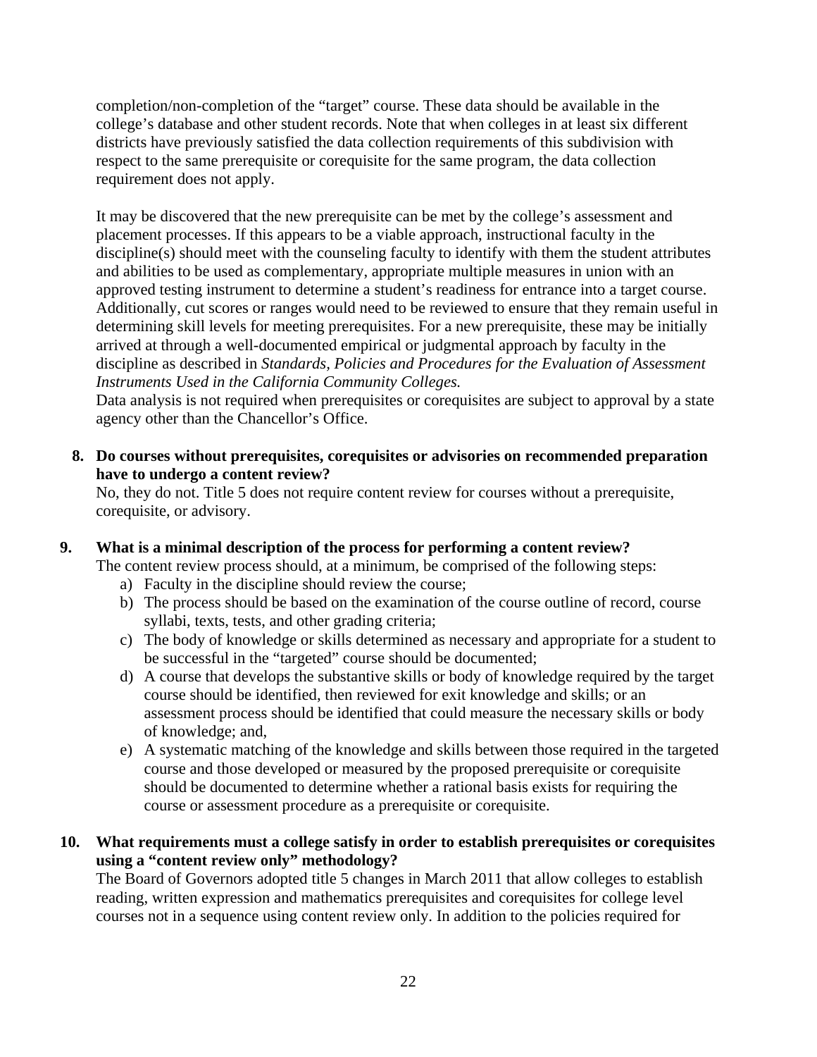completion/non-completion of the "target" course. These data should be available in the college's database and other student records. Note that when colleges in at least six different districts have previously satisfied the data collection requirements of this subdivision with respect to the same prerequisite or corequisite for the same program, the data collection requirement does not apply.

It may be discovered that the new prerequisite can be met by the college's assessment and placement processes. If this appears to be a viable approach, instructional faculty in the discipline(s) should meet with the counseling faculty to identify with them the student attributes and abilities to be used as complementary, appropriate multiple measures in union with an approved testing instrument to determine a student's readiness for entrance into a target course. Additionally, cut scores or ranges would need to be reviewed to ensure that they remain useful in determining skill levels for meeting prerequisites. For a new prerequisite, these may be initially arrived at through a well-documented empirical or judgmental approach by faculty in the discipline as described in *Standards, Policies and Procedures for the Evaluation of Assessment Instruments Used in the California Community Colleges.*
Data analysis is not required when prerequisites or corequisites are subject to approval by a state agency other than the Chancellor's Office.

**8. Do courses without prerequisites, corequisites or advisories on recommended preparation have to undergo a content review?**
No, they do not. Title 5 does not require content review for courses without a prerequisite, corequisite, or advisory.

**9. What is a minimal description of the process for performing a content review?**
The content review process should, at a minimum, be comprised of the following steps:

a) Faculty in the discipline should review the course;
b) The process should be based on the examination of the course outline of record, course syllabi, texts, tests, and other grading criteria;
c) The body of knowledge or skills determined as necessary and appropriate for a student to be successful in the "targeted" course should be documented;
d) A course that develops the substantive skills or body of knowledge required by the target course should be identified, then reviewed for exit knowledge and skills; or an assessment process should be identified that could measure the necessary skills or body of knowledge; and,
e) A systematic matching of the knowledge and skills between those required in the targeted course and those developed or measured by the proposed prerequisite or corequisite should be documented to determine whether a rational basis exists for requiring the course or assessment procedure as a prerequisite or corequisite.

**10. What requirements must a college satisfy in order to establish prerequisites or corequisites using a "content review only" methodology?**
The Board of Governors adopted title 5 changes in March 2011 that allow colleges to establish reading, written expression and mathematics prerequisites and corequisites for college level courses not in a sequence using content review only. In addition to the policies required for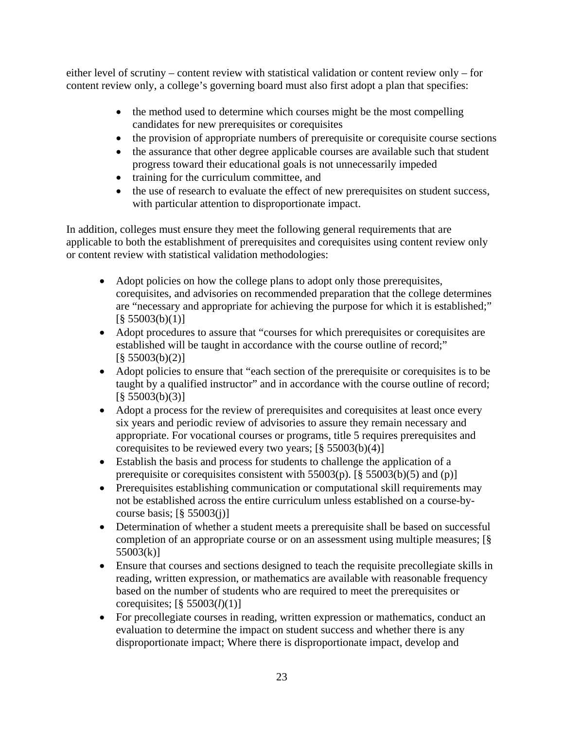either level of scrutiny – content review with statistical validation or content review only – for content review only, a college's governing board must also first adopt a plan that specifies:

- the method used to determine which courses might be the most compelling candidates for new prerequisites or corequisites
- the provision of appropriate numbers of prerequisite or corequisite course sections
- the assurance that other degree applicable courses are available such that student progress toward their educational goals is not unnecessarily impeded
- training for the curriculum committee, and
- the use of research to evaluate the effect of new prerequisites on student success, with particular attention to disproportionate impact.

In addition, colleges must ensure they meet the following general requirements that are applicable to both the establishment of prerequisites and corequisites using content review only or content review with statistical validation methodologies:

- Adopt policies on how the college plans to adopt only those prerequisites, corequisites, and advisories on recommended preparation that the college determines are "necessary and appropriate for achieving the purpose for which it is established;" [§ 55003(b)(1)]
- Adopt procedures to assure that "courses for which prerequisites or corequisites are established will be taught in accordance with the course outline of record;" [§ 55003(b)(2)]
- Adopt policies to ensure that "each section of the prerequisite or corequisites is to be taught by a qualified instructor" and in accordance with the course outline of record; [§ 55003(b)(3)]
- Adopt a process for the review of prerequisites and corequisites at least once every six years and periodic review of advisories to assure they remain necessary and appropriate. For vocational courses or programs, title 5 requires prerequisites and corequisites to be reviewed every two years; [§ 55003(b)(4)]
- Establish the basis and process for students to challenge the application of a prerequisite or corequisites consistent with 55003(p). [§ 55003(b)(5) and (p)]
- Prerequisites establishing communication or computational skill requirements may not be established across the entire curriculum unless established on a course-by-course basis; [§ 55003(j)]
- Determination of whether a student meets a prerequisite shall be based on successful completion of an appropriate course or on an assessment using multiple measures; [§ 55003(k)]
- Ensure that courses and sections designed to teach the requisite precollegiate skills in reading, written expression, or mathematics are available with reasonable frequency based on the number of students who are required to meet the prerequisites or corequisites; [§ 55003(*l*)(1)]
- For precollegiate courses in reading, written expression or mathematics, conduct an evaluation to determine the impact on student success and whether there is any disproportionate impact; Where there is disproportionate impact, develop and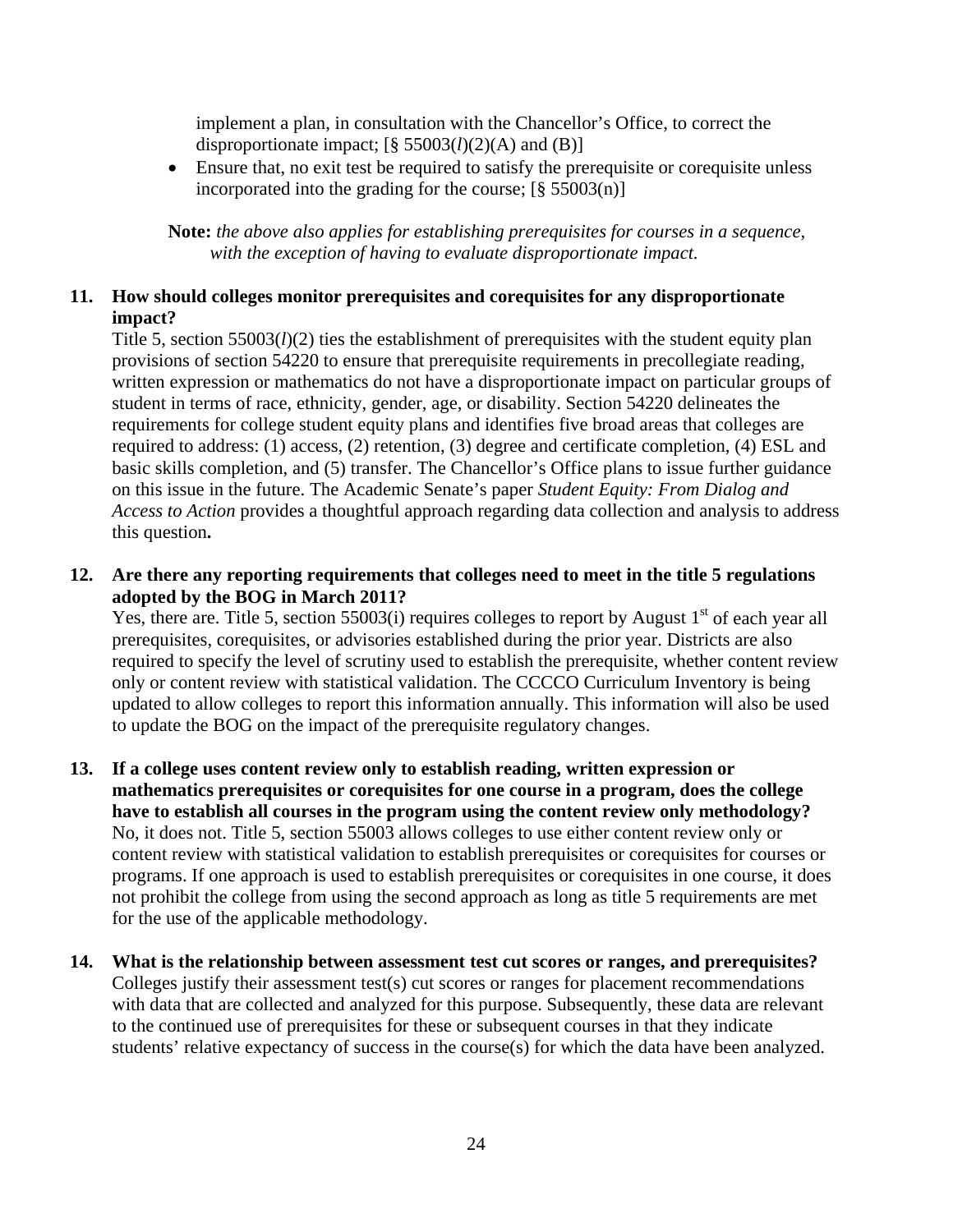implement a plan, in consultation with the Chancellor's Office, to correct the disproportionate impact; [§ 55003(*l*)(2)(A) and (B)]

- Ensure that, no exit test be required to satisfy the prerequisite or corequisite unless incorporated into the grading for the course; [§ 55003(n)]

**Note:** *the above also applies for establishing prerequisites for courses in a sequence, with the exception of having to evaluate disproportionate impact.*

**11. How should colleges monitor prerequisites and corequisites for any disproportionate impact?**

Title 5, section 55003(*l*)(2) ties the establishment of prerequisites with the student equity plan provisions of section 54220 to ensure that prerequisite requirements in precollegiate reading, written expression or mathematics do not have a disproportionate impact on particular groups of student in terms of race, ethnicity, gender, age, or disability. Section 54220 delineates the requirements for college student equity plans and identifies five broad areas that colleges are required to address: (1) access, (2) retention, (3) degree and certificate completion, (4) ESL and basic skills completion, and (5) transfer. The Chancellor's Office plans to issue further guidance on this issue in the future. The Academic Senate's paper *Student Equity: From Dialog and Access to Action* provides a thoughtful approach regarding data collection and analysis to address this question**.**

**12. Are there any reporting requirements that colleges need to meet in the title 5 regulations adopted by the BOG in March 2011?**

Yes, there are. Title 5, section 55003(i) requires colleges to report by August 1st of each year all prerequisites, corequisites, or advisories established during the prior year. Districts are also required to specify the level of scrutiny used to establish the prerequisite, whether content review only or content review with statistical validation. The CCCCO Curriculum Inventory is being updated to allow colleges to report this information annually. This information will also be used to update the BOG on the impact of the prerequisite regulatory changes.

**13. If a college uses content review only to establish reading, written expression or mathematics prerequisites or corequisites for one course in a program, does the college have to establish all courses in the program using the content review only methodology?**

No, it does not. Title 5, section 55003 allows colleges to use either content review only or content review with statistical validation to establish prerequisites or corequisites for courses or programs. If one approach is used to establish prerequisites or corequisites in one course, it does not prohibit the college from using the second approach as long as title 5 requirements are met for the use of the applicable methodology.

**14. What is the relationship between assessment test cut scores or ranges, and prerequisites?**

Colleges justify their assessment test(s) cut scores or ranges for placement recommendations with data that are collected and analyzed for this purpose. Subsequently, these data are relevant to the continued use of prerequisites for these or subsequent courses in that they indicate students' relative expectancy of success in the course(s) for which the data have been analyzed.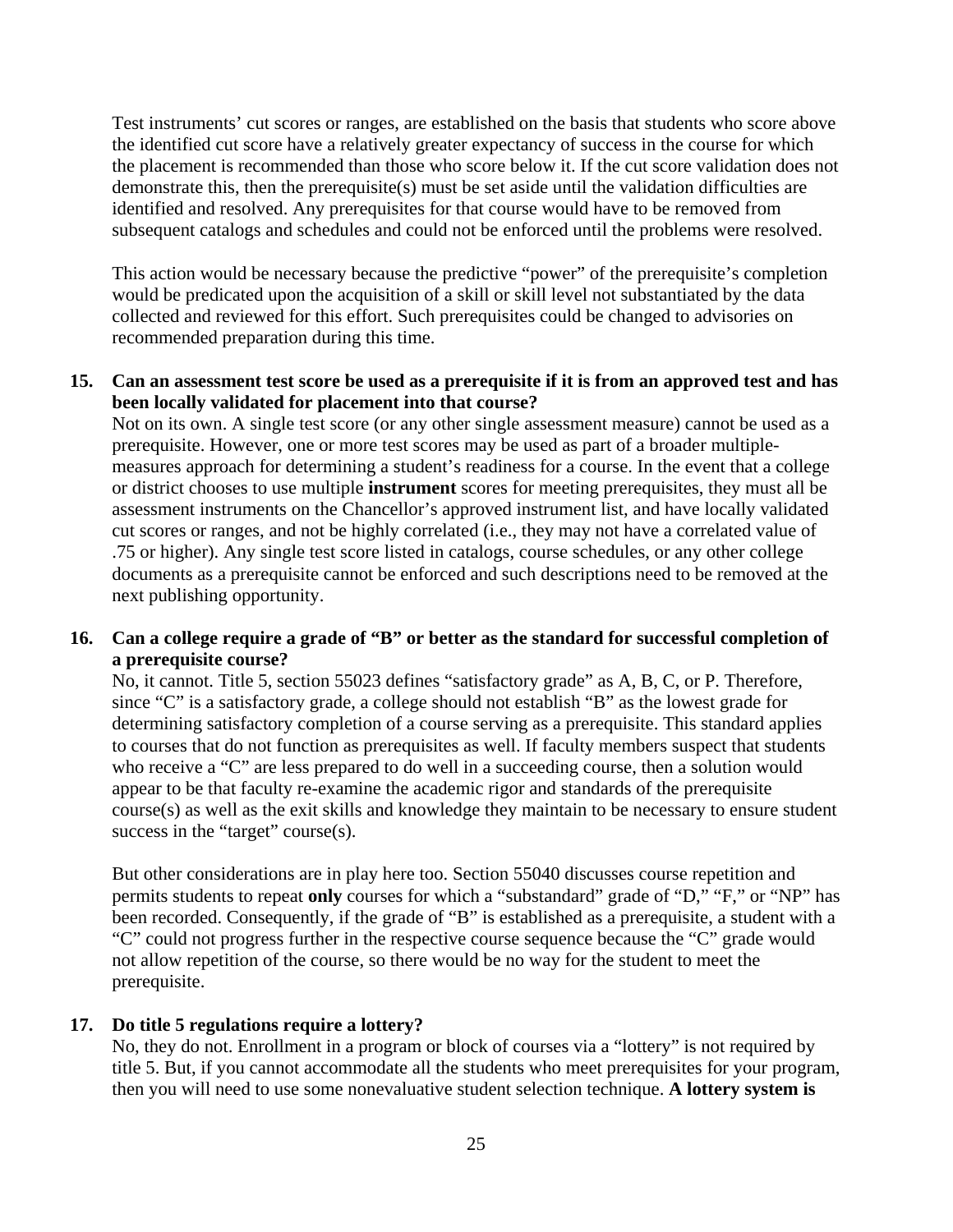Test instruments' cut scores or ranges, are established on the basis that students who score above the identified cut score have a relatively greater expectancy of success in the course for which the placement is recommended than those who score below it. If the cut score validation does not demonstrate this, then the prerequisite(s) must be set aside until the validation difficulties are identified and resolved. Any prerequisites for that course would have to be removed from subsequent catalogs and schedules and could not be enforced until the problems were resolved.

This action would be necessary because the predictive "power" of the prerequisite's completion would be predicated upon the acquisition of a skill or skill level not substantiated by the data collected and reviewed for this effort. Such prerequisites could be changed to advisories on recommended preparation during this time.

**15. Can an assessment test score be used as a prerequisite if it is from an approved test and has been locally validated for placement into that course?**

Not on its own. A single test score (or any other single assessment measure) cannot be used as a prerequisite. However, one or more test scores may be used as part of a broader multiple-measures approach for determining a student's readiness for a course. In the event that a college or district chooses to use multiple **instrument** scores for meeting prerequisites, they must all be assessment instruments on the Chancellor's approved instrument list, and have locally validated cut scores or ranges, and not be highly correlated (i.e., they may not have a correlated value of .75 or higher). Any single test score listed in catalogs, course schedules, or any other college documents as a prerequisite cannot be enforced and such descriptions need to be removed at the next publishing opportunity.

**16. Can a college require a grade of "B" or better as the standard for successful completion of a prerequisite course?**

No, it cannot. Title 5, section 55023 defines "satisfactory grade" as A, B, C, or P. Therefore, since "C" is a satisfactory grade, a college should not establish "B" as the lowest grade for determining satisfactory completion of a course serving as a prerequisite. This standard applies to courses that do not function as prerequisites as well. If faculty members suspect that students who receive a "C" are less prepared to do well in a succeeding course, then a solution would appear to be that faculty re-examine the academic rigor and standards of the prerequisite course(s) as well as the exit skills and knowledge they maintain to be necessary to ensure student success in the "target" course(s).

But other considerations are in play here too. Section 55040 discusses course repetition and permits students to repeat **only** courses for which a "substandard" grade of "D," "F," or "NP" has been recorded. Consequently, if the grade of "B" is established as a prerequisite, a student with a "C" could not progress further in the respective course sequence because the "C" grade would not allow repetition of the course, so there would be no way for the student to meet the prerequisite.

**17. Do title 5 regulations require a lottery?**

No, they do not. Enrollment in a program or block of courses via a "lottery" is not required by title 5. But, if you cannot accommodate all the students who meet prerequisites for your program, then you will need to use some nonevaluative student selection technique. **A lottery system is**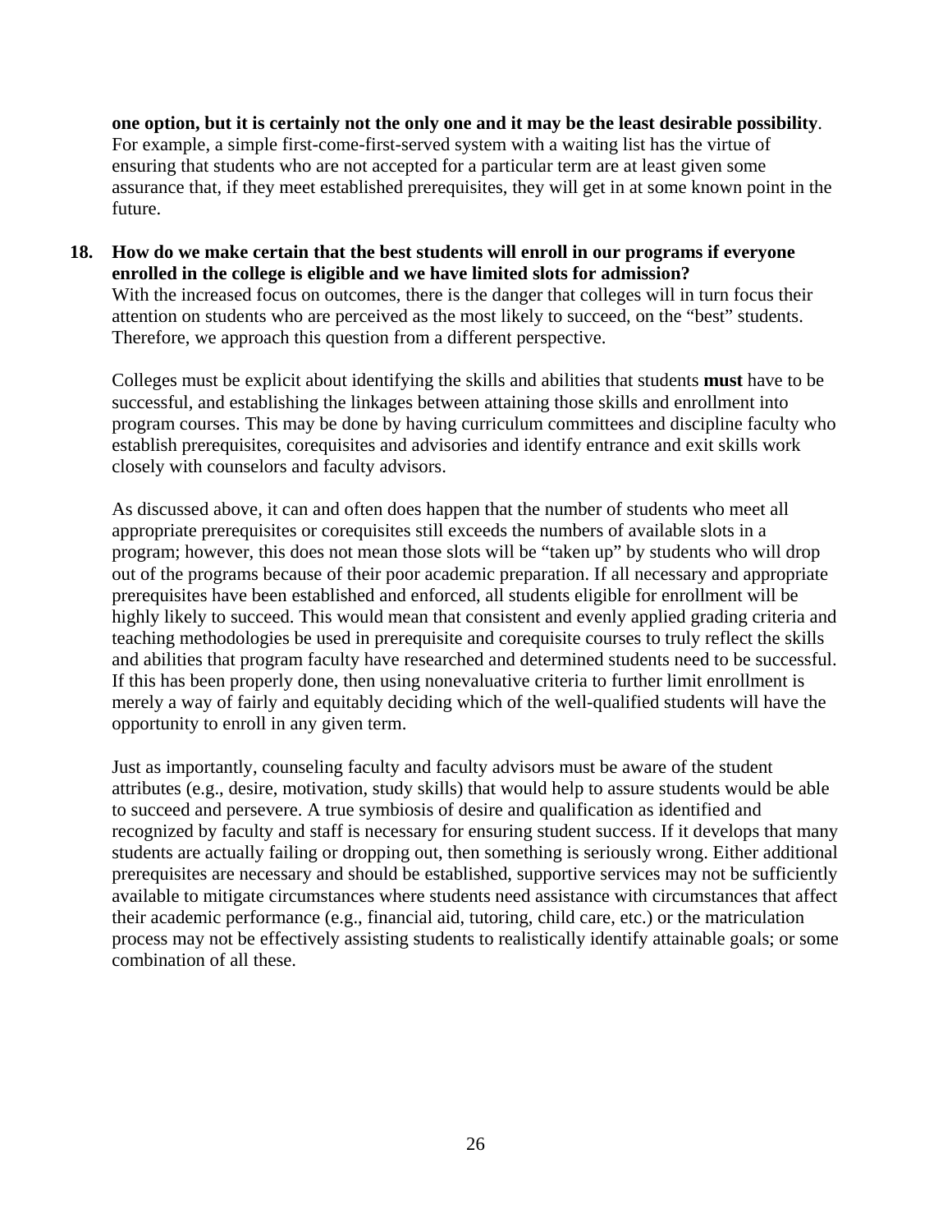**one option, but it is certainly not the only one and it may be the least desirable possibility**. For example, a simple first-come-first-served system with a waiting list has the virtue of ensuring that students who are not accepted for a particular term are at least given some assurance that, if they meet established prerequisites, they will get in at some known point in the future.

**18. How do we make certain that the best students will enroll in our programs if everyone enrolled in the college is eligible and we have limited slots for admission?**

With the increased focus on outcomes, there is the danger that colleges will in turn focus their attention on students who are perceived as the most likely to succeed, on the "best" students. Therefore, we approach this question from a different perspective.

Colleges must be explicit about identifying the skills and abilities that students **must** have to be successful, and establishing the linkages between attaining those skills and enrollment into program courses. This may be done by having curriculum committees and discipline faculty who establish prerequisites, corequisites and advisories and identify entrance and exit skills work closely with counselors and faculty advisors.

As discussed above, it can and often does happen that the number of students who meet all appropriate prerequisites or corequisites still exceeds the numbers of available slots in a program; however, this does not mean those slots will be "taken up" by students who will drop out of the programs because of their poor academic preparation. If all necessary and appropriate prerequisites have been established and enforced, all students eligible for enrollment will be highly likely to succeed. This would mean that consistent and evenly applied grading criteria and teaching methodologies be used in prerequisite and corequisite courses to truly reflect the skills and abilities that program faculty have researched and determined students need to be successful. If this has been properly done, then using nonevaluative criteria to further limit enrollment is merely a way of fairly and equitably deciding which of the well-qualified students will have the opportunity to enroll in any given term.

Just as importantly, counseling faculty and faculty advisors must be aware of the student attributes (e.g., desire, motivation, study skills) that would help to assure students would be able to succeed and persevere. A true symbiosis of desire and qualification as identified and recognized by faculty and staff is necessary for ensuring student success. If it develops that many students are actually failing or dropping out, then something is seriously wrong. Either additional prerequisites are necessary and should be established, supportive services may not be sufficiently available to mitigate circumstances where students need assistance with circumstances that affect their academic performance (e.g., financial aid, tutoring, child care, etc.) or the matriculation process may not be effectively assisting students to realistically identify attainable goals; or some combination of all these.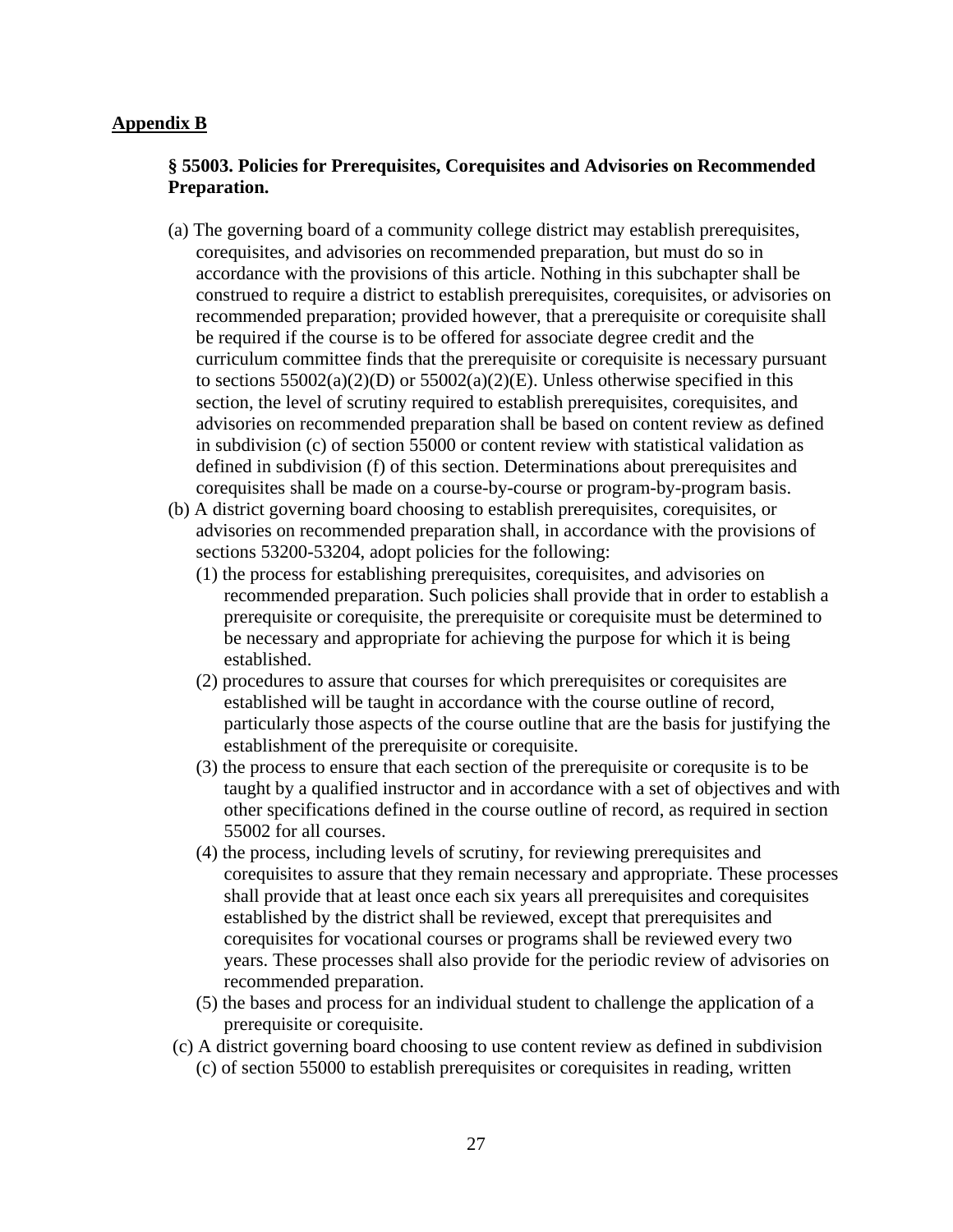**Appendix B**

### § 55003. Policies for Prerequisites, Corequisites and Advisories on Recommended Preparation.

(a) The governing board of a community college district may establish prerequisites, corequisites, and advisories on recommended preparation, but must do so in accordance with the provisions of this article. Nothing in this subchapter shall be construed to require a district to establish prerequisites, corequisites, or advisories on recommended preparation; provided however, that a prerequisite or corequisite shall be required if the course is to be offered for associate degree credit and the curriculum committee finds that the prerequisite or corequisite is necessary pursuant to sections 55002(a)(2)(D) or 55002(a)(2)(E). Unless otherwise specified in this section, the level of scrutiny required to establish prerequisites, corequisites, and advisories on recommended preparation shall be based on content review as defined in subdivision (c) of section 55000 or content review with statistical validation as defined in subdivision (f) of this section. Determinations about prerequisites and corequisites shall be made on a course-by-course or program-by-program basis.

(b) A district governing board choosing to establish prerequisites, corequisites, or advisories on recommended preparation shall, in accordance with the provisions of sections 53200-53204, adopt policies for the following:

  (1) the process for establishing prerequisites, corequisites, and advisories on recommended preparation. Such policies shall provide that in order to establish a prerequisite or corequisite, the prerequisite or corequisite must be determined to be necessary and appropriate for achieving the purpose for which it is being established.

  (2) procedures to assure that courses for which prerequisites or corequisites are established will be taught in accordance with the course outline of record, particularly those aspects of the course outline that are the basis for justifying the establishment of the prerequisite or corequisite.

  (3) the process to ensure that each section of the prerequisite or corequsite is to be taught by a qualified instructor and in accordance with a set of objectives and with other specifications defined in the course outline of record, as required in section 55002 for all courses.

  (4) the process, including levels of scrutiny, for reviewing prerequisites and corequisites to assure that they remain necessary and appropriate. These processes shall provide that at least once each six years all prerequisites and corequisites established by the district shall be reviewed, except that prerequisites and corequisites for vocational courses or programs shall be reviewed every two years. These processes shall also provide for the periodic review of advisories on recommended preparation.

  (5) the bases and process for an individual student to challenge the application of a prerequisite or corequisite.

(c) A district governing board choosing to use content review as defined in subdivision (c) of section 55000 to establish prerequisites or corequisites in reading, written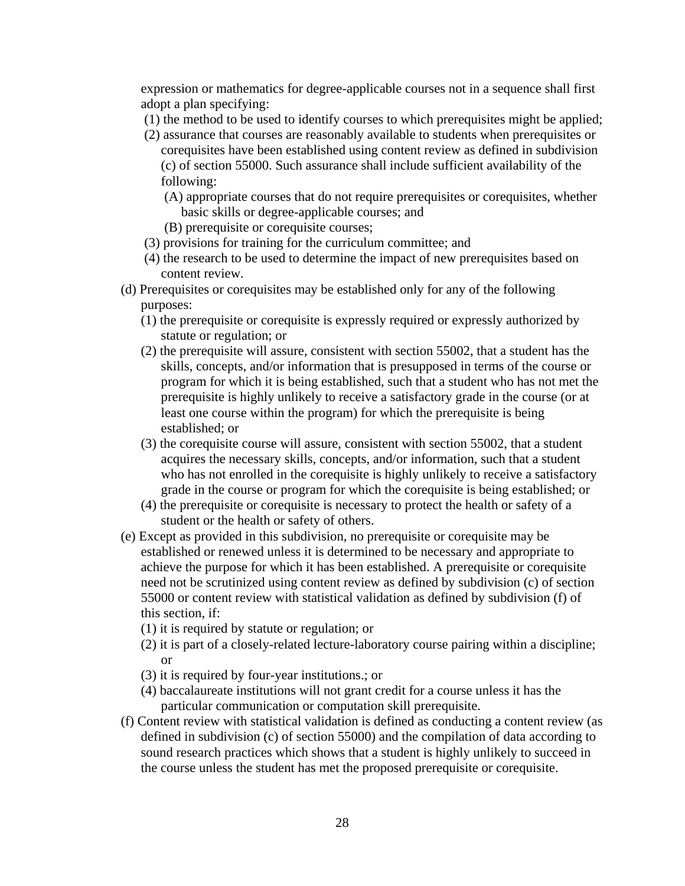expression or mathematics for degree-applicable courses not in a sequence shall first adopt a plan specifying:

(1) the method to be used to identify courses to which prerequisites might be applied;

(2) assurance that courses are reasonably available to students when prerequisites or corequisites have been established using content review as defined in subdivision (c) of section 55000. Such assurance shall include sufficient availability of the following:

(A) appropriate courses that do not require prerequisites or corequisites, whether basic skills or degree-applicable courses; and

(B) prerequisite or corequisite courses;

(3) provisions for training for the curriculum committee; and

(4) the research to be used to determine the impact of new prerequisites based on content review.

(d) Prerequisites or corequisites may be established only for any of the following purposes:

(1) the prerequisite or corequisite is expressly required or expressly authorized by statute or regulation; or

(2) the prerequisite will assure, consistent with section 55002, that a student has the skills, concepts, and/or information that is presupposed in terms of the course or program for which it is being established, such that a student who has not met the prerequisite is highly unlikely to receive a satisfactory grade in the course (or at least one course within the program) for which the prerequisite is being established; or

(3) the corequisite course will assure, consistent with section 55002, that a student acquires the necessary skills, concepts, and/or information, such that a student who has not enrolled in the corequisite is highly unlikely to receive a satisfactory grade in the course or program for which the corequisite is being established; or

(4) the prerequisite or corequisite is necessary to protect the health or safety of a student or the health or safety of others.

(e) Except as provided in this subdivision, no prerequisite or corequisite may be established or renewed unless it is determined to be necessary and appropriate to achieve the purpose for which it has been established. A prerequisite or corequisite need not be scrutinized using content review as defined by subdivision (c) of section 55000 or content review with statistical validation as defined by subdivision (f) of this section, if:

(1) it is required by statute or regulation; or

(2) it is part of a closely-related lecture-laboratory course pairing within a discipline; or

(3) it is required by four-year institutions.; or

(4) baccalaureate institutions will not grant credit for a course unless it has the particular communication or computation skill prerequisite.

(f) Content review with statistical validation is defined as conducting a content review (as defined in subdivision (c) of section 55000) and the compilation of data according to sound research practices which shows that a student is highly unlikely to succeed in the course unless the student has met the proposed prerequisite or corequisite.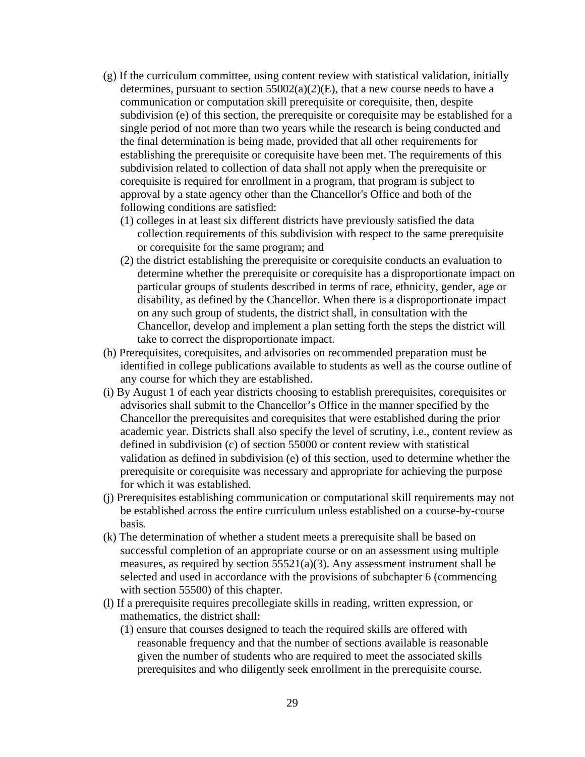(g) If the curriculum committee, using content review with statistical validation, initially determines, pursuant to section 55002(a)(2)(E), that a new course needs to have a communication or computation skill prerequisite or corequisite, then, despite subdivision (e) of this section, the prerequisite or corequisite may be established for a single period of not more than two years while the research is being conducted and the final determination is being made, provided that all other requirements for establishing the prerequisite or corequisite have been met. The requirements of this subdivision related to collection of data shall not apply when the prerequisite or corequisite is required for enrollment in a program, that program is subject to approval by a state agency other than the Chancellor's Office and both of the following conditions are satisfied:

- (1) colleges in at least six different districts have previously satisfied the data collection requirements of this subdivision with respect to the same prerequisite or corequisite for the same program; and
- (2) the district establishing the prerequisite or corequisite conducts an evaluation to determine whether the prerequisite or corequisite has a disproportionate impact on particular groups of students described in terms of race, ethnicity, gender, age or disability, as defined by the Chancellor. When there is a disproportionate impact on any such group of students, the district shall, in consultation with the Chancellor, develop and implement a plan setting forth the steps the district will take to correct the disproportionate impact.

(h) Prerequisites, corequisites, and advisories on recommended preparation must be identified in college publications available to students as well as the course outline of any course for which they are established.

(i) By August 1 of each year districts choosing to establish prerequisites, corequisites or advisories shall submit to the Chancellor's Office in the manner specified by the Chancellor the prerequisites and corequisites that were established during the prior academic year. Districts shall also specify the level of scrutiny, i.e., content review as defined in subdivision (c) of section 55000 or content review with statistical validation as defined in subdivision (e) of this section, used to determine whether the prerequisite or corequisite was necessary and appropriate for achieving the purpose for which it was established.

(j) Prerequisites establishing communication or computational skill requirements may not be established across the entire curriculum unless established on a course-by-course basis.

(k) The determination of whether a student meets a prerequisite shall be based on successful completion of an appropriate course or on an assessment using multiple measures, as required by section 55521(a)(3). Any assessment instrument shall be selected and used in accordance with the provisions of subchapter 6 (commencing with section 55500) of this chapter.

(l) If a prerequisite requires precollegiate skills in reading, written expression, or mathematics, the district shall:

- (1) ensure that courses designed to teach the required skills are offered with reasonable frequency and that the number of sections available is reasonable given the number of students who are required to meet the associated skills prerequisites and who diligently seek enrollment in the prerequisite course.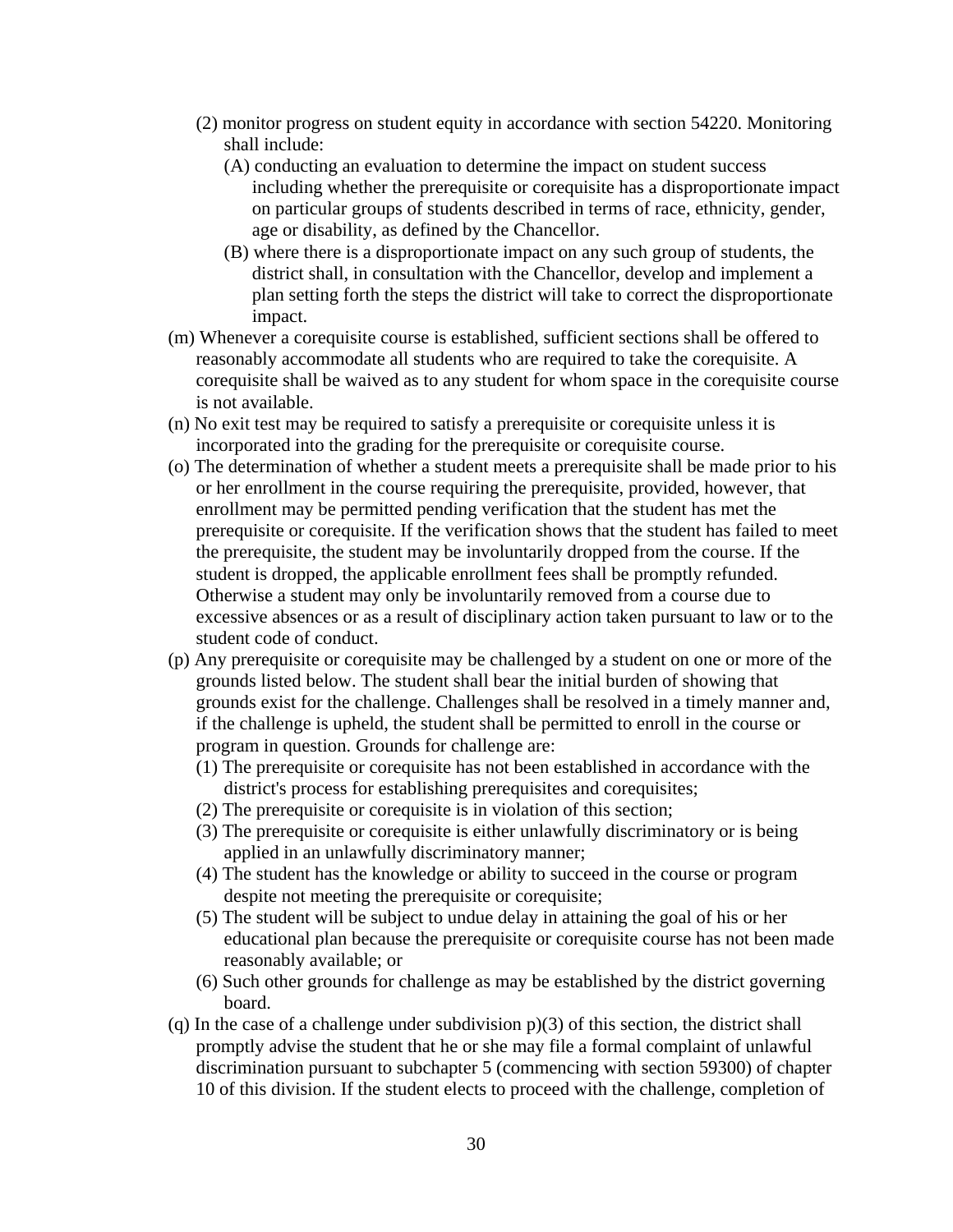(2) monitor progress on student equity in accordance with section 54220. Monitoring shall include:

(A) conducting an evaluation to determine the impact on student success including whether the prerequisite or corequisite has a disproportionate impact on particular groups of students described in terms of race, ethnicity, gender, age or disability, as defined by the Chancellor.

(B) where there is a disproportionate impact on any such group of students, the district shall, in consultation with the Chancellor, develop and implement a plan setting forth the steps the district will take to correct the disproportionate impact.

(m) Whenever a corequisite course is established, sufficient sections shall be offered to reasonably accommodate all students who are required to take the corequisite. A corequisite shall be waived as to any student for whom space in the corequisite course is not available.

(n) No exit test may be required to satisfy a prerequisite or corequisite unless it is incorporated into the grading for the prerequisite or corequisite course.

(o) The determination of whether a student meets a prerequisite shall be made prior to his or her enrollment in the course requiring the prerequisite, provided, however, that enrollment may be permitted pending verification that the student has met the prerequisite or corequisite. If the verification shows that the student has failed to meet the prerequisite, the student may be involuntarily dropped from the course. If the student is dropped, the applicable enrollment fees shall be promptly refunded. Otherwise a student may only be involuntarily removed from a course due to excessive absences or as a result of disciplinary action taken pursuant to law or to the student code of conduct.

(p) Any prerequisite or corequisite may be challenged by a student on one or more of the grounds listed below. The student shall bear the initial burden of showing that grounds exist for the challenge. Challenges shall be resolved in a timely manner and, if the challenge is upheld, the student shall be permitted to enroll in the course or program in question. Grounds for challenge are:

(1) The prerequisite or corequisite has not been established in accordance with the district's process for establishing prerequisites and corequisites;

(2) The prerequisite or corequisite is in violation of this section;

(3) The prerequisite or corequisite is either unlawfully discriminatory or is being applied in an unlawfully discriminatory manner;

(4) The student has the knowledge or ability to succeed in the course or program despite not meeting the prerequisite or corequisite;

(5) The student will be subject to undue delay in attaining the goal of his or her educational plan because the prerequisite or corequisite course has not been made reasonably available; or

(6) Such other grounds for challenge as may be established by the district governing board.

(q) In the case of a challenge under subdivision p)(3) of this section, the district shall promptly advise the student that he or she may file a formal complaint of unlawful discrimination pursuant to subchapter 5 (commencing with section 59300) of chapter 10 of this division. If the student elects to proceed with the challenge, completion of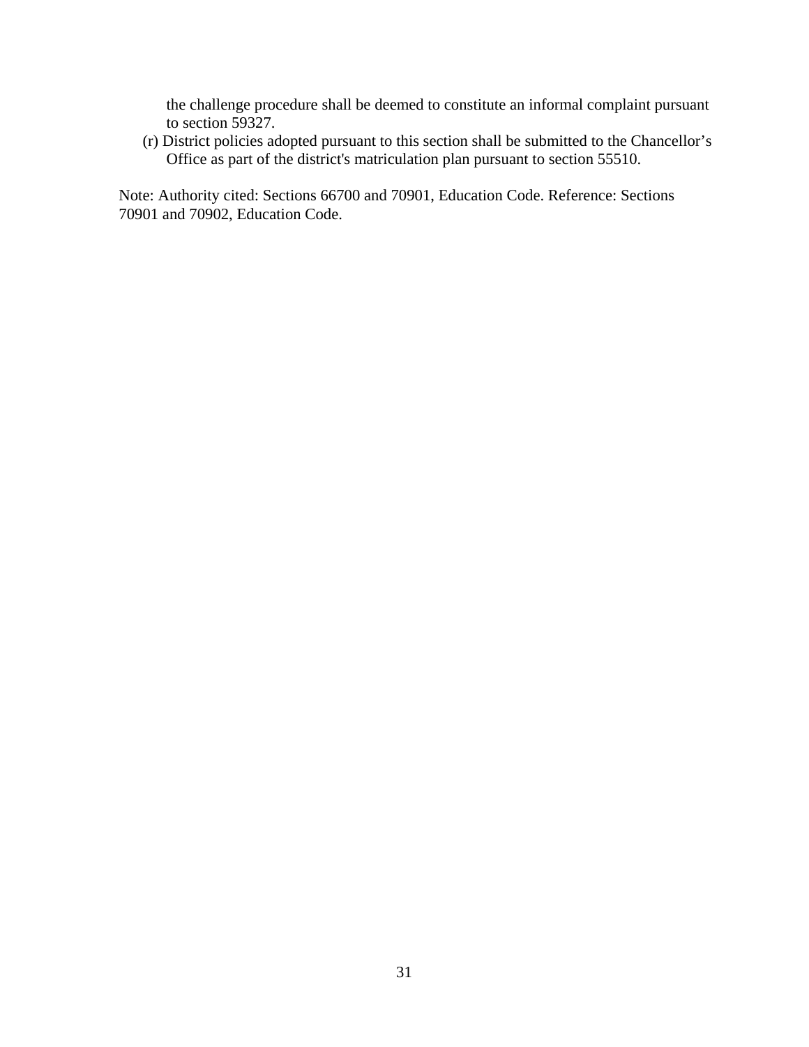the challenge procedure shall be deemed to constitute an informal complaint pursuant to section 59327.

(r) District policies adopted pursuant to this section shall be submitted to the Chancellor's Office as part of the district's matriculation plan pursuant to section 55510.

Note: Authority cited: Sections 66700 and 70901, Education Code. Reference: Sections 70901 and 70902, Education Code.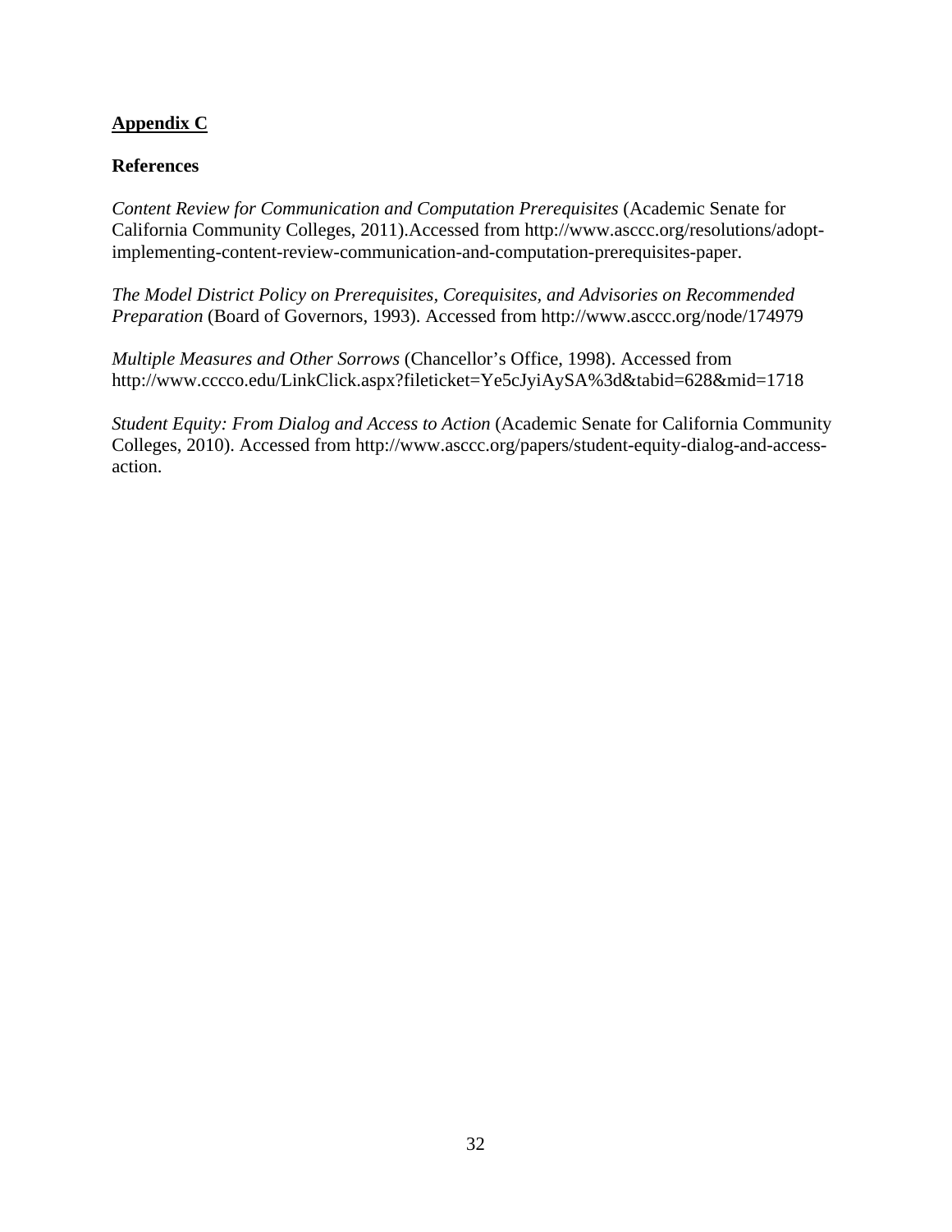**<u>Appendix C</u>**

**References**

*Content Review for Communication and Computation Prerequisites* (Academic Senate for California Community Colleges, 2011).Accessed from http://www.asccc.org/resolutions/adopt-implementing-content-review-communication-and-computation-prerequisites-paper.

*The Model District Policy on Prerequisites, Corequisites, and Advisories on Recommended Preparation* (Board of Governors, 1993). Accessed from http://www.asccc.org/node/174979

*Multiple Measures and Other Sorrows* (Chancellor's Office, 1998). Accessed from http://www.cccco.edu/LinkClick.aspx?fileticket=Ye5cJyiAySA%3d&tabid=628&mid=1718

*Student Equity: From Dialog and Access to Action* (Academic Senate for California Community Colleges, 2010). Accessed from http://www.asccc.org/papers/student-equity-dialog-and-access-action.